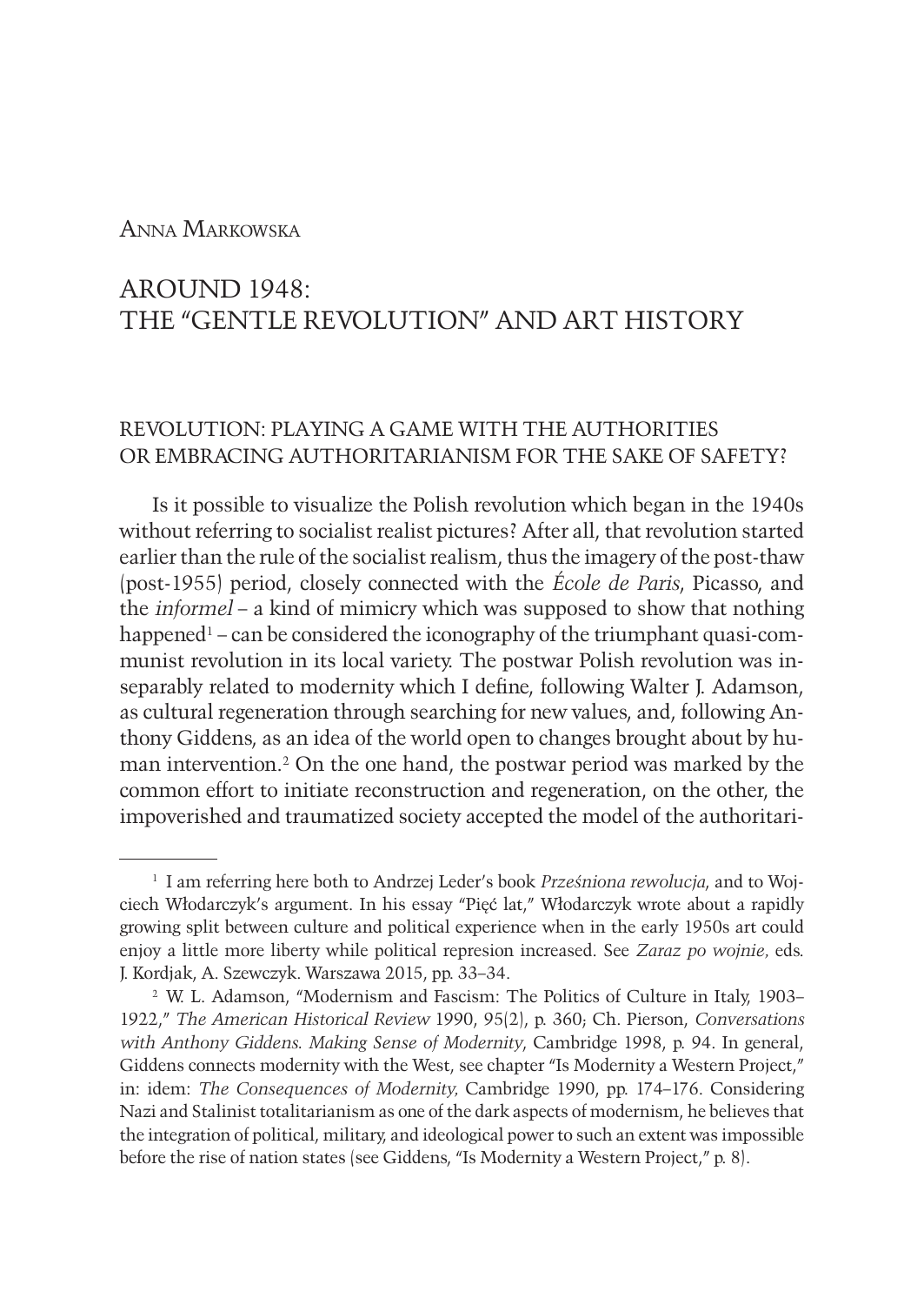Anna Markowska

# AROUND 1948: THE "GENTLE REVOLUTION" AND ART HISTORY

## REVOLUTION: PLAYING A GAME WITH THE AUTHORITIES OR EMBRACING AUTHORITARIANISM FOR THE SAKE OF SAFETY?

Is it possible to visualize the Polish revolution which began in the 1940s without referring to socialist realist pictures? After all, that revolution started earlier than the rule of the socialist realism, thus the imagery of the post-thaw (post-1955) period, closely connected with the *École de Paris*, Picasso, and the *informel* – a kind of mimicry which was supposed to show that nothing happened[1] – can be considered the iconography of the triumphant quasi-communist revolution in its local variety. The postwar Polish revolution was inseparably related to modernity which I define, following Walter J. Adamson, as cultural regeneration through searching for new values, and, following Anthony Giddens, as an idea of the world open to changes brought about by human intervention.[2] On the one hand, the postwar period was marked by the common effort to initiate reconstruction and regeneration, on the other, the impoverished and traumatized society accepted the model of the authoritari-

---

[1] I am referring here both to Andrzej Leder's book *Prześniona rewolucja*, and to Wojciech Włodarczyk's argument. In his essay "Pięć lat," Włodarczyk wrote about a rapidly growing split between culture and political experience when in the early 1950s art could enjoy a little more liberty while political represion increased. See *Zaraz po wojnie,* eds. J. Kordjak, A. Szewczyk. Warszawa 2015, pp. 33–34.

[2] W. L. Adamson, "Modernism and Fascism: The Politics of Culture in Italy, 1903–1922," *The American Historical Review* 1990, 95(2), p. 360; Ch. Pierson, *Conversations with Anthony Giddens. Making Sense of Modernity*, Cambridge 1998, p. 94. In general, Giddens connects modernity with the West, see chapter "Is Modernity a Western Project," in: idem: *The Consequences of Modernity,* Cambridge 1990, pp. 174–176. Considering Nazi and Stalinist totalitarianism as one of the dark aspects of modernism, he believes that the integration of political, military, and ideological power to such an extent was impossible before the rise of nation states (see Giddens, "Is Modernity a Western Project," p. 8).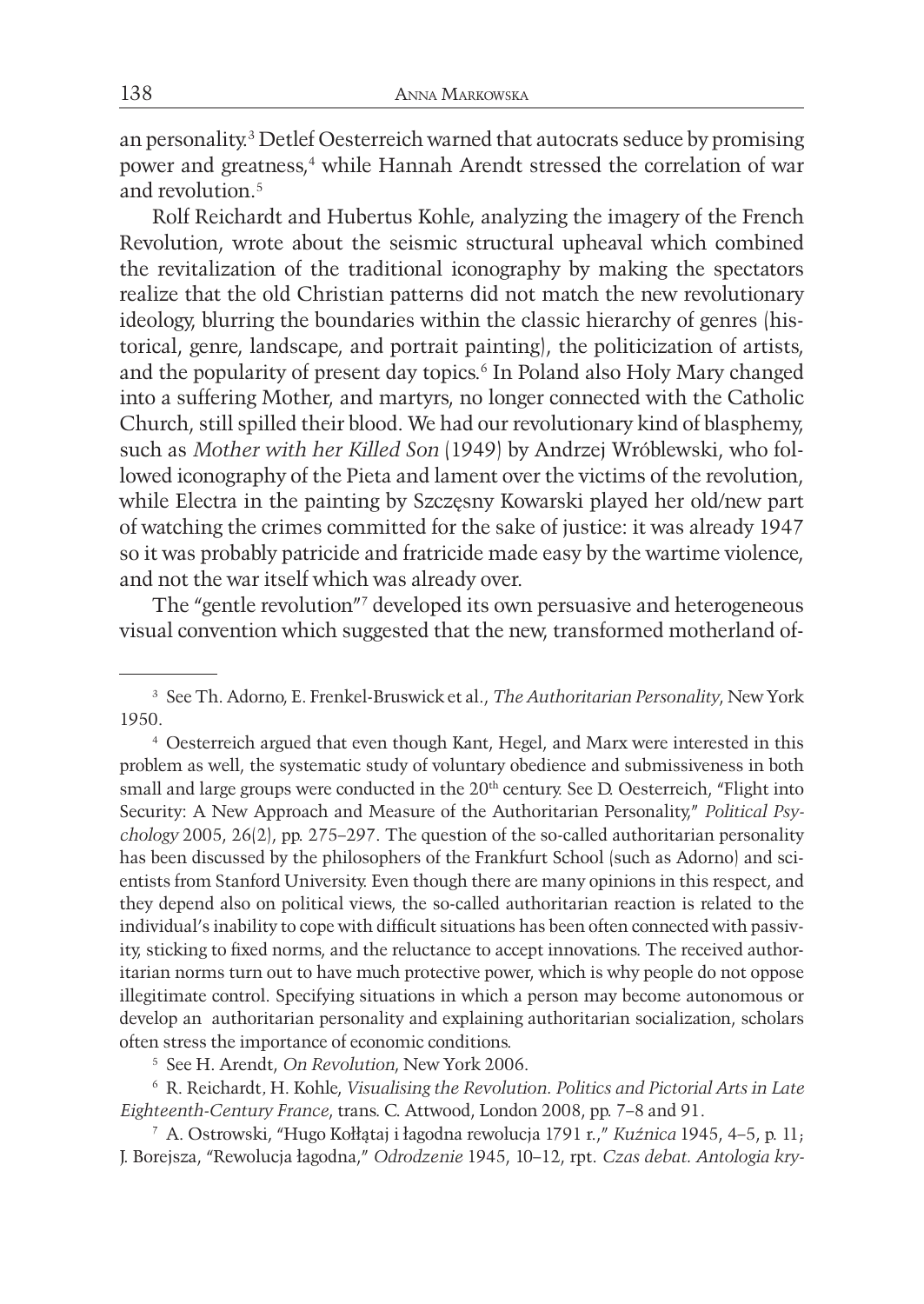an personality.[3] Detlef Oesterreich warned that autocrats seduce by promising power and greatness,[4] while Hannah Arendt stressed the correlation of war and revolution.[5]

Rolf Reichardt and Hubertus Kohle, analyzing the imagery of the French Revolution, wrote about the seismic structural upheaval which combined the revitalization of the traditional iconography by making the spectators realize that the old Christian patterns did not match the new revolutionary ideology, blurring the boundaries within the classic hierarchy of genres (historical, genre, landscape, and portrait painting), the politicization of artists, and the popularity of present day topics.[6] In Poland also Holy Mary changed into a suffering Mother, and martyrs, no longer connected with the Catholic Church, still spilled their blood. We had our revolutionary kind of blasphemy, such as *Mother with her Killed Son* (1949) by Andrzej Wróblewski, who followed iconography of the Pieta and lament over the victims of the revolution, while Electra in the painting by Szczęsny Kowarski played her old/new part of watching the crimes committed for the sake of justice: it was already 1947 so it was probably patricide and fratricide made easy by the wartime violence, and not the war itself which was already over.

The "gentle revolution"[7] developed its own persuasive and heterogeneous visual convention which suggested that the new, transformed motherland of-

---

[3] See Th. Adorno, E. Frenkel-Bruswick et al., *The Authoritarian Personality*, New York 1950.

[4] Oesterreich argued that even though Kant, Hegel, and Marx were interested in this problem as well, the systematic study of voluntary obedience and submissiveness in both small and large groups were conducted in the 20th century. See D. Oesterreich, "Flight into Security: A New Approach and Measure of the Authoritarian Personality," *Political Psychology* 2005, 26(2), pp. 275–297. The question of the so-called authoritarian personality has been discussed by the philosophers of the Frankfurt School (such as Adorno) and scientists from Stanford University. Even though there are many opinions in this respect, and they depend also on political views, the so-called authoritarian reaction is related to the individual's inability to cope with difficult situations has been often connected with passivity, sticking to fixed norms, and the reluctance to accept innovations. The received authoritarian norms turn out to have much protective power, which is why people do not oppose illegitimate control. Specifying situations in which a person may become autonomous or develop an authoritarian personality and explaining authoritarian socialization, scholars often stress the importance of economic conditions.

[5] See H. Arendt, *On Revolution*, New York 2006.

[6] R. Reichardt, H. Kohle, *Visualising the Revolution. Politics and Pictorial Arts in Late Eighteenth-Century France*, trans. C. Attwood, London 2008, pp. 7–8 and 91.

[7] A. Ostrowski, "Hugo Kołłątaj i łagodna rewolucja 1791 r.," *Kuźnica* 1945, 4–5, p. 11; J. Borejsza, "Rewolucja łagodna," *Odrodzenie* 1945, 10–12, rpt. *Czas debat. Antologia kry-*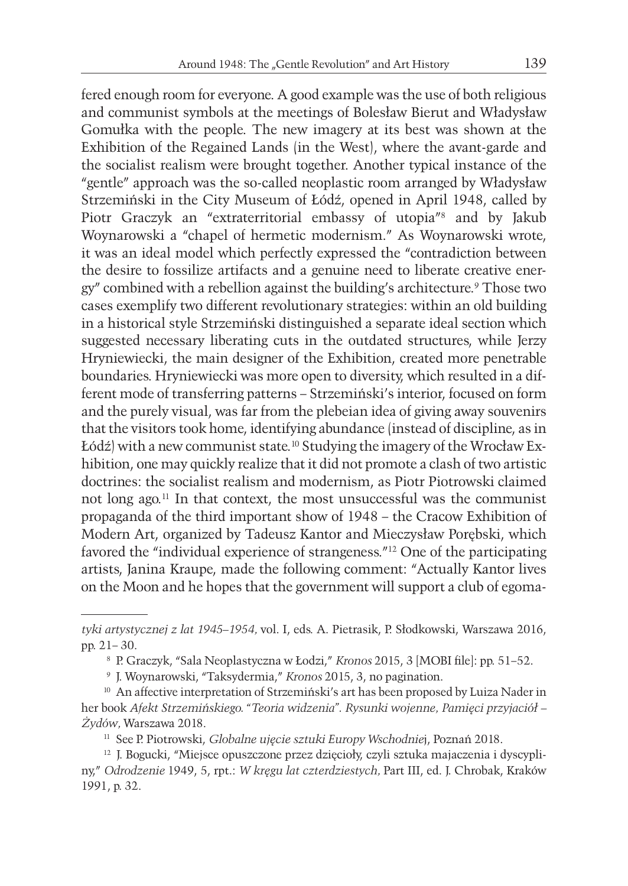fered enough room for everyone. A good example was the use of both religious and communist symbols at the meetings of Bolesław Bierut and Władysław Gomułka with the people. The new imagery at its best was shown at the Exhibition of the Regained Lands (in the West), where the avant-garde and the socialist realism were brought together. Another typical instance of the "gentle" approach was the so-called neoplastic room arranged by Władysław Strzemiński in the City Museum of Łódź, opened in April 1948, called by Piotr Graczyk an "extraterritorial embassy of utopia"[8] and by Jakub Woynarowski a "chapel of hermetic modernism." As Woynarowski wrote, it was an ideal model which perfectly expressed the "contradiction between the desire to fossilize artifacts and a genuine need to liberate creative energy" combined with a rebellion against the building's architecture.[9] Those two cases exemplify two different revolutionary strategies: within an old building in a historical style Strzemiński distinguished a separate ideal section which suggested necessary liberating cuts in the outdated structures, while Jerzy Hryniewiecki, the main designer of the Exhibition, created more penetrable boundaries. Hryniewiecki was more open to diversity, which resulted in a different mode of transferring patterns – Strzemiński's interior, focused on form and the purely visual, was far from the plebeian idea of giving away souvenirs that the visitors took home, identifying abundance (instead of discipline, as in Łódź) with a new communist state.[10] Studying the imagery of the Wrocław Exhibition, one may quickly realize that it did not promote a clash of two artistic doctrines: the socialist realism and modernism, as Piotr Piotrowski claimed not long ago.[11] In that context, the most unsuccessful was the communist propaganda of the third important show of 1948 – the Cracow Exhibition of Modern Art, organized by Tadeusz Kantor and Mieczysław Porębski, which favored the "individual experience of strangeness."[12] One of the participating artists, Janina Kraupe, made the following comment: "Actually Kantor lives on the Moon and he hopes that the government will support a club of egoma-

---

*tyki artystycznej z lat 1945–1954*, vol. I, eds. A. Pietrasik, P. Słodkowski, Warszawa 2016, pp. 21– 30.

[8] P. Graczyk, "Sala Neoplastyczna w Łodzi," *Kronos* 2015, 3 [MOBI file]: pp. 51–52.

[9] J. Woynarowski, "Taksydermia," *Kronos* 2015, 3, no pagination.

[10] An affective interpretation of Strzemiński's art has been proposed by Luiza Nader in her book *Afekt Strzemińskiego. "Teoria widzenia". Rysunki wojenne, Pamięci przyjaciół – Żydów*, Warszawa 2018.

[11] See P. Piotrowski, *Globalne ujęcie sztuki Europy Wschodniej*, Poznań 2018.

[12] J. Bogucki, "Miejsce opuszczone przez dzięcioły, czyli sztuka majaczenia i dyscypliny," *Odrodzenie* 1949, 5, rpt.: *W kręgu lat czterdziestych*, Part III, ed. J. Chrobak, Kraków 1991, p. 32.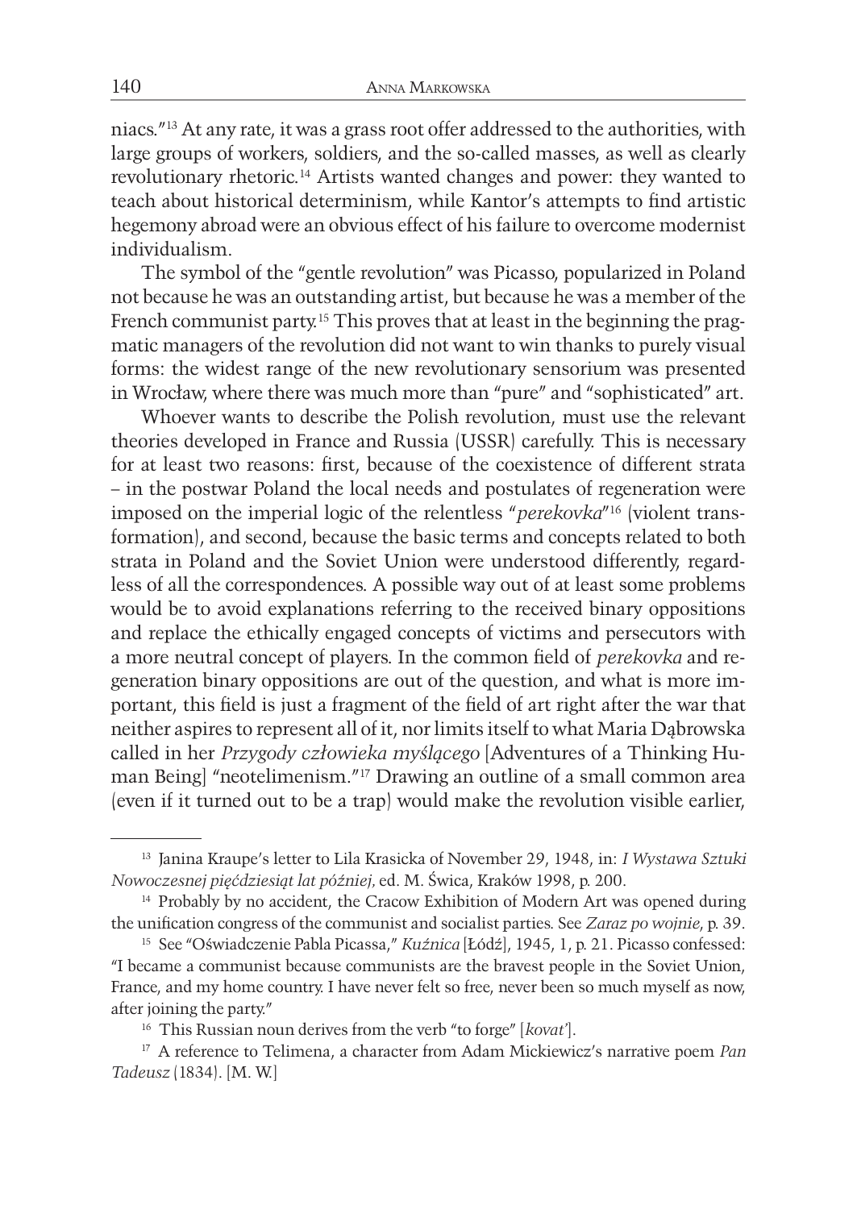niacs."[13] At any rate, it was a grass root offer addressed to the authorities, with large groups of workers, soldiers, and the so-called masses, as well as clearly revolutionary rhetoric.[14] Artists wanted changes and power: they wanted to teach about historical determinism, while Kantor's attempts to find artistic hegemony abroad were an obvious effect of his failure to overcome modernist individualism.

The symbol of the "gentle revolution" was Picasso, popularized in Poland not because he was an outstanding artist, but because he was a member of the French communist party.[15] This proves that at least in the beginning the pragmatic managers of the revolution did not want to win thanks to purely visual forms: the widest range of the new revolutionary sensorium was presented in Wrocław, where there was much more than "pure" and "sophisticated" art.

Whoever wants to describe the Polish revolution, must use the relevant theories developed in France and Russia (USSR) carefully. This is necessary for at least two reasons: first, because of the coexistence of different strata – in the postwar Poland the local needs and postulates of regeneration were imposed on the imperial logic of the relentless "*perekovka*"[16] (violent transformation), and second, because the basic terms and concepts related to both strata in Poland and the Soviet Union were understood differently, regardless of all the correspondences. A possible way out of at least some problems would be to avoid explanations referring to the received binary oppositions and replace the ethically engaged concepts of victims and persecutors with a more neutral concept of players. In the common field of *perekovka* and regeneration binary oppositions are out of the question, and what is more important, this field is just a fragment of the field of art right after the war that neither aspires to represent all of it, nor limits itself to what Maria Dąbrowska called in her *Przygody człowieka myślącego* [Adventures of a Thinking Human Being] "neotelimenism."[17] Drawing an outline of a small common area (even if it turned out to be a trap) would make the revolution visible earlier,

---

[13] Janina Kraupe's letter to Lila Krasicka of November 29, 1948, in: *I Wystawa Sztuki Nowoczesnej pięćdziesiąt lat później*, ed. M. Świca, Kraków 1998, p. 200.

[14] Probably by no accident, the Cracow Exhibition of Modern Art was opened during the unification congress of the communist and socialist parties. See *Zaraz po wojnie*, p. 39.

[15] See "Oświadczenie Pabla Picassa," *Kuźnica* [Łódź], 1945, 1, p. 21. Picasso confessed: "I became a communist because communists are the bravest people in the Soviet Union, France, and my home country. I have never felt so free, never been so much myself as now, after joining the party."

[16] This Russian noun derives from the verb "to forge" [*kovat'*].

[17] A reference to Telimena, a character from Adam Mickiewicz's narrative poem *Pan Tadeusz* (1834). [M. W.]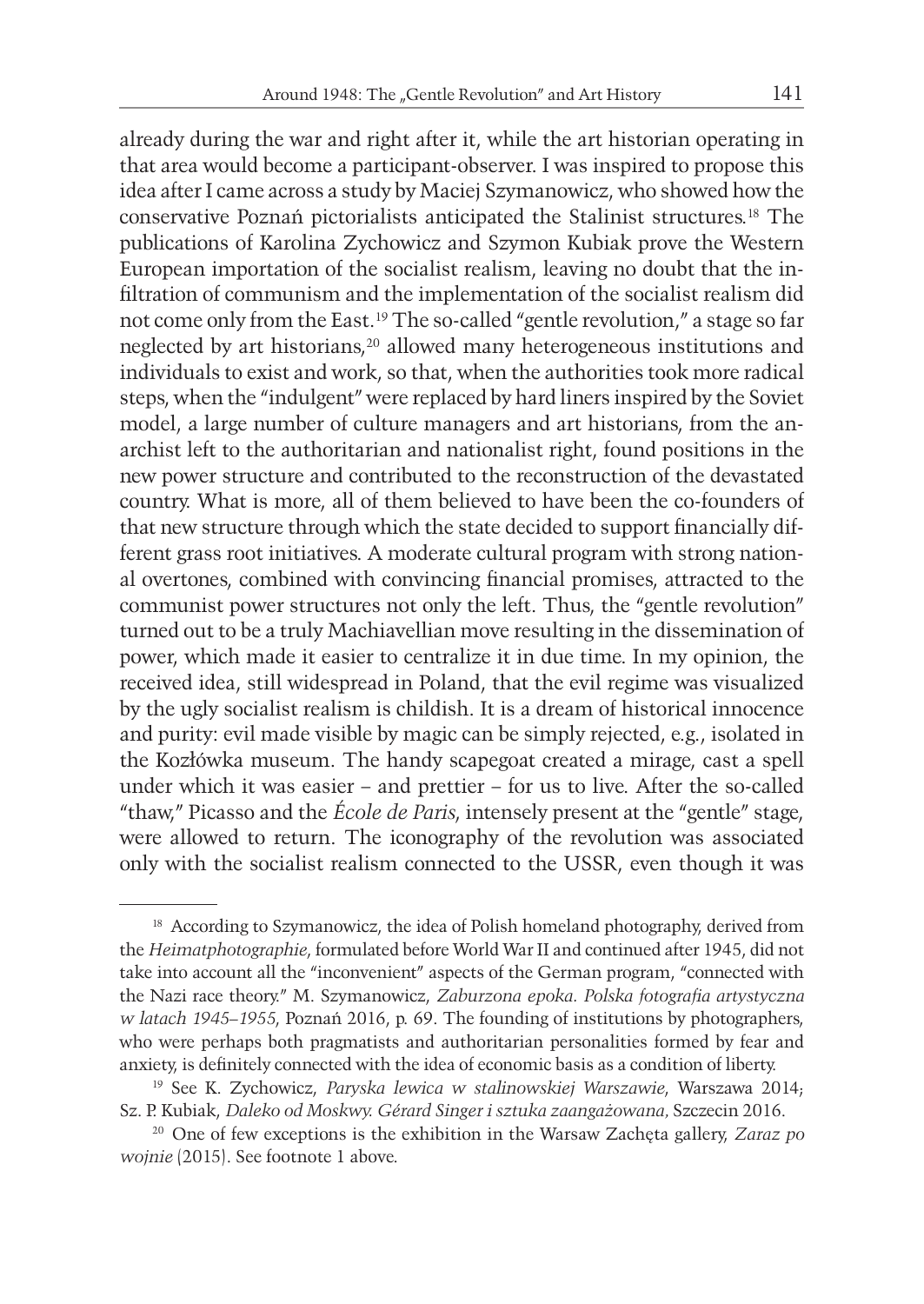already during the war and right after it, while the art historian operating in that area would become a participant-observer. I was inspired to propose this idea after I came across a study by Maciej Szymanowicz, who showed how the conservative Poznań pictorialists anticipated the Stalinist structures.[18] The publications of Karolina Zychowicz and Szymon Kubiak prove the Western European importation of the socialist realism, leaving no doubt that the infiltration of communism and the implementation of the socialist realism did not come only from the East.[19] The so-called "gentle revolution," a stage so far neglected by art historians,[20] allowed many heterogeneous institutions and individuals to exist and work, so that, when the authorities took more radical steps, when the "indulgent" were replaced by hard liners inspired by the Soviet model, a large number of culture managers and art historians, from the anarchist left to the authoritarian and nationalist right, found positions in the new power structure and contributed to the reconstruction of the devastated country. What is more, all of them believed to have been the co-founders of that new structure through which the state decided to support financially different grass root initiatives. A moderate cultural program with strong national overtones, combined with convincing financial promises, attracted to the communist power structures not only the left. Thus, the "gentle revolution" turned out to be a truly Machiavellian move resulting in the dissemination of power, which made it easier to centralize it in due time. In my opinion, the received idea, still widespread in Poland, that the evil regime was visualized by the ugly socialist realism is childish. It is a dream of historical innocence and purity: evil made visible by magic can be simply rejected, e.g., isolated in the Kozłówka museum. The handy scapegoat created a mirage, cast a spell under which it was easier – and prettier – for us to live. After the so-called "thaw," Picasso and the *École de Paris*, intensely present at the "gentle" stage, were allowed to return. The iconography of the revolution was associated only with the socialist realism connected to the USSR, even though it was

---

[18] According to Szymanowicz, the idea of Polish homeland photography, derived from the *Heimatphotographie*, formulated before World War II and continued after 1945, did not take into account all the "inconvenient" aspects of the German program, "connected with the Nazi race theory." M. Szymanowicz, *Zaburzona epoka. Polska fotografia artystyczna w latach 1945–1955*, Poznań 2016, p. 69. The founding of institutions by photographers, who were perhaps both pragmatists and authoritarian personalities formed by fear and anxiety, is definitely connected with the idea of economic basis as a condition of liberty.

[19] See K. Zychowicz, *Paryska lewica w stalinowskiej Warszawie*, Warszawa 2014; Sz. P. Kubiak, *Daleko od Moskwy. Gérard Singer i sztuka zaangażowana,* Szczecin 2016.

[20] One of few exceptions is the exhibition in the Warsaw Zachęta gallery, *Zaraz po wojnie* (2015). See footnote 1 above.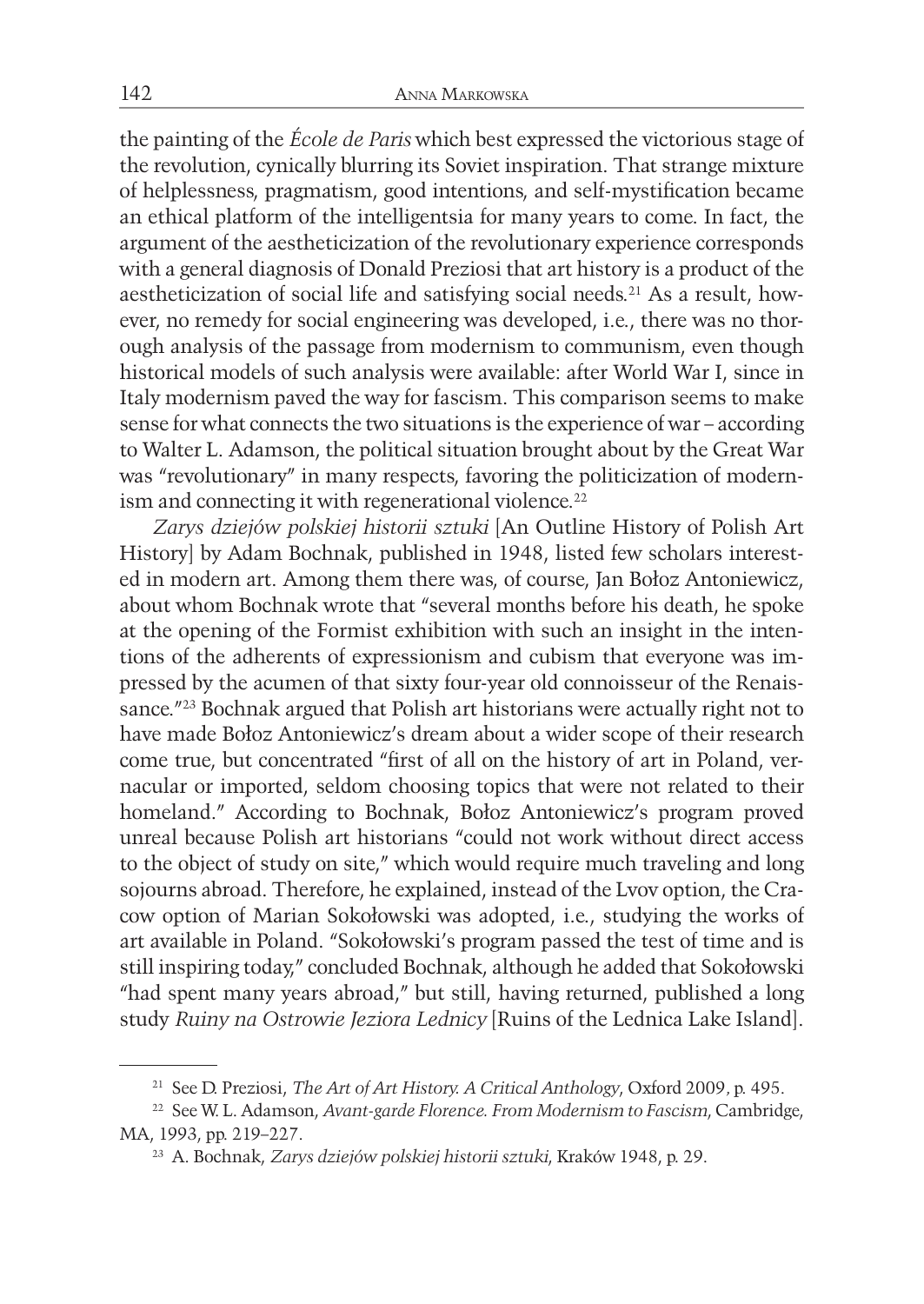the painting of the *École de Paris* which best expressed the victorious stage of the revolution, cynically blurring its Soviet inspiration. That strange mixture of helplessness, pragmatism, good intentions, and self-mystification became an ethical platform of the intelligentsia for many years to come. In fact, the argument of the aestheticization of the revolutionary experience corresponds with a general diagnosis of Donald Preziosi that art history is a product of the aestheticization of social life and satisfying social needs.[21] As a result, however, no remedy for social engineering was developed, i.e., there was no thorough analysis of the passage from modernism to communism, even though historical models of such analysis were available: after World War I, since in Italy modernism paved the way for fascism. This comparison seems to make sense for what connects the two situations is the experience of war – according to Walter L. Adamson, the political situation brought about by the Great War was "revolutionary" in many respects, favoring the politicization of modernism and connecting it with regenerational violence.[22]

*Zarys dziejów polskiej historii sztuki* [An Outline History of Polish Art History] by Adam Bochnak, published in 1948, listed few scholars interested in modern art. Among them there was, of course, Jan Bołoz Antoniewicz, about whom Bochnak wrote that "several months before his death, he spoke at the opening of the Formist exhibition with such an insight in the intentions of the adherents of expressionism and cubism that everyone was impressed by the acumen of that sixty four-year old connoisseur of the Renaissance."[23] Bochnak argued that Polish art historians were actually right not to have made Bołoz Antoniewicz's dream about a wider scope of their research come true, but concentrated "first of all on the history of art in Poland, vernacular or imported, seldom choosing topics that were not related to their homeland." According to Bochnak, Bołoz Antoniewicz's program proved unreal because Polish art historians "could not work without direct access to the object of study on site," which would require much traveling and long sojourns abroad. Therefore, he explained, instead of the Lvov option, the Cracow option of Marian Sokołowski was adopted, i.e., studying the works of art available in Poland. "Sokołowski's program passed the test of time and is still inspiring today," concluded Bochnak, although he added that Sokołowski "had spent many years abroad," but still, having returned, published a long study *Ruiny na Ostrowie Jeziora Lednicy* [Ruins of the Lednica Lake Island].

---

[21] See D. Preziosi, *The Art of Art History. A Critical Anthology*, Oxford 2009, p. 495.

[22] See W. L. Adamson, *Avant-garde Florence. From Modernism to Fascism*, Cambridge, MA, 1993, pp. 219–227.

[23] A. Bochnak, *Zarys dziejów polskiej historii sztuki*, Kraków 1948, p. 29.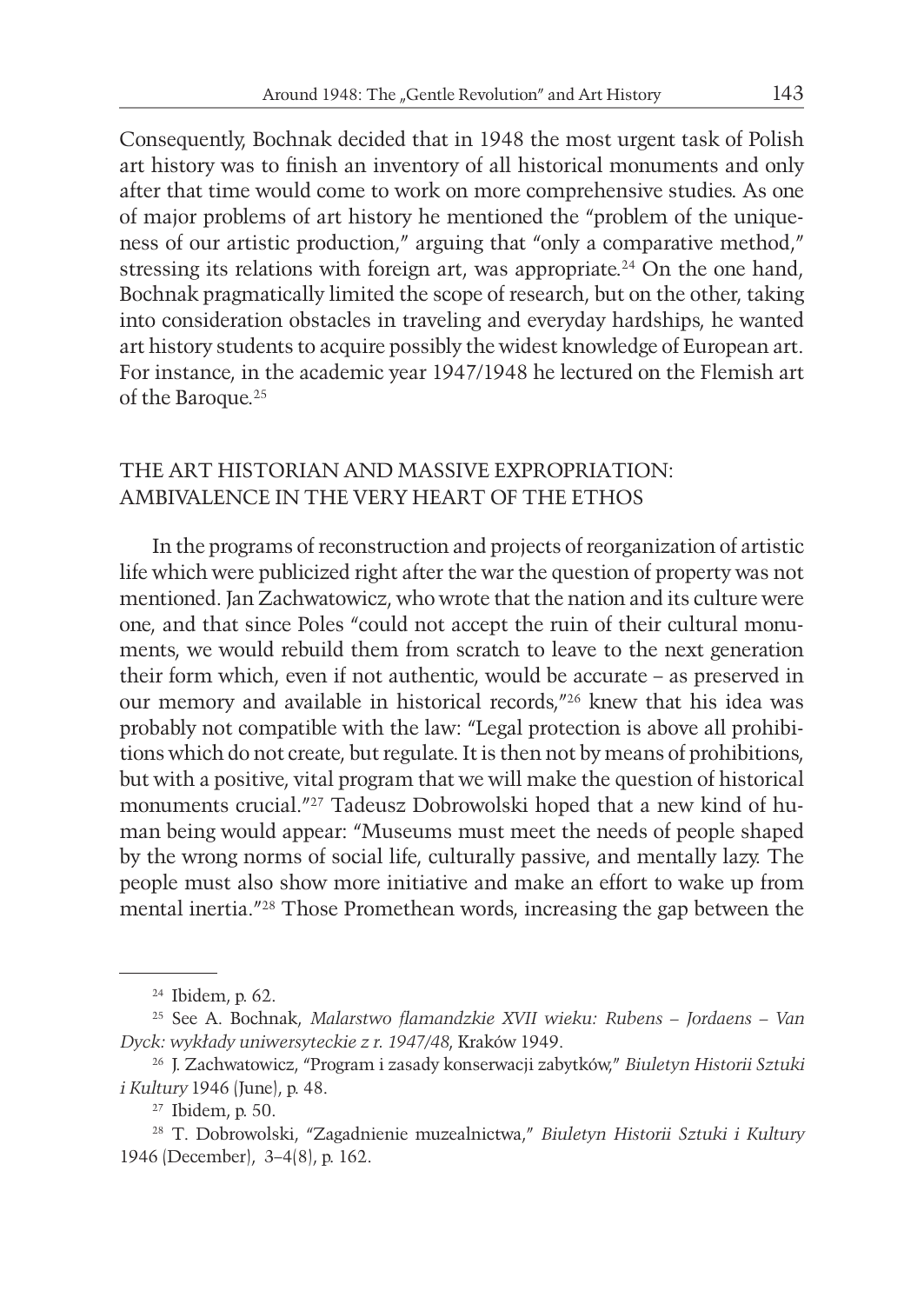Consequently, Bochnak decided that in 1948 the most urgent task of Polish art history was to finish an inventory of all historical monuments and only after that time would come to work on more comprehensive studies. As one of major problems of art history he mentioned the "problem of the uniqueness of our artistic production," arguing that "only a comparative method," stressing its relations with foreign art, was appropriate.[24] On the one hand, Bochnak pragmatically limited the scope of research, but on the other, taking into consideration obstacles in traveling and everyday hardships, he wanted art history students to acquire possibly the widest knowledge of European art. For instance, in the academic year 1947/1948 he lectured on the Flemish art of the Baroque.[25]

## THE ART HISTORIAN AND MASSIVE EXPROPRIATION: AMBIVALENCE IN THE VERY HEART OF THE ETHOS

In the programs of reconstruction and projects of reorganization of artistic life which were publicized right after the war the question of property was not mentioned. Jan Zachwatowicz, who wrote that the nation and its culture were one, and that since Poles "could not accept the ruin of their cultural monuments, we would rebuild them from scratch to leave to the next generation their form which, even if not authentic, would be accurate – as preserved in our memory and available in historical records,"[26] knew that his idea was probably not compatible with the law: "Legal protection is above all prohibitions which do not create, but regulate. It is then not by means of prohibitions, but with a positive, vital program that we will make the question of historical monuments crucial."[27] Tadeusz Dobrowolski hoped that a new kind of human being would appear: "Museums must meet the needs of people shaped by the wrong norms of social life, culturally passive, and mentally lazy. The people must also show more initiative and make an effort to wake up from mental inertia."[28] Those Promethean words, increasing the gap between the

---

[24] Ibidem, p. 62.

[25] See A. Bochnak, *Malarstwo flamandzkie XVII wieku: Rubens – Jordaens – Van Dyck: wykłady uniwersyteckie z r. 1947/48*, Kraków 1949.

[26] J. Zachwatowicz, "Program i zasady konserwacji zabytków," *Biuletyn Historii Sztuki i Kultury* 1946 (June), p. 48.

[27] Ibidem, p. 50.

[28] T. Dobrowolski, "Zagadnienie muzealnictwa," *Biuletyn Historii Sztuki i Kultury* 1946 (December), 3–4(8), p. 162.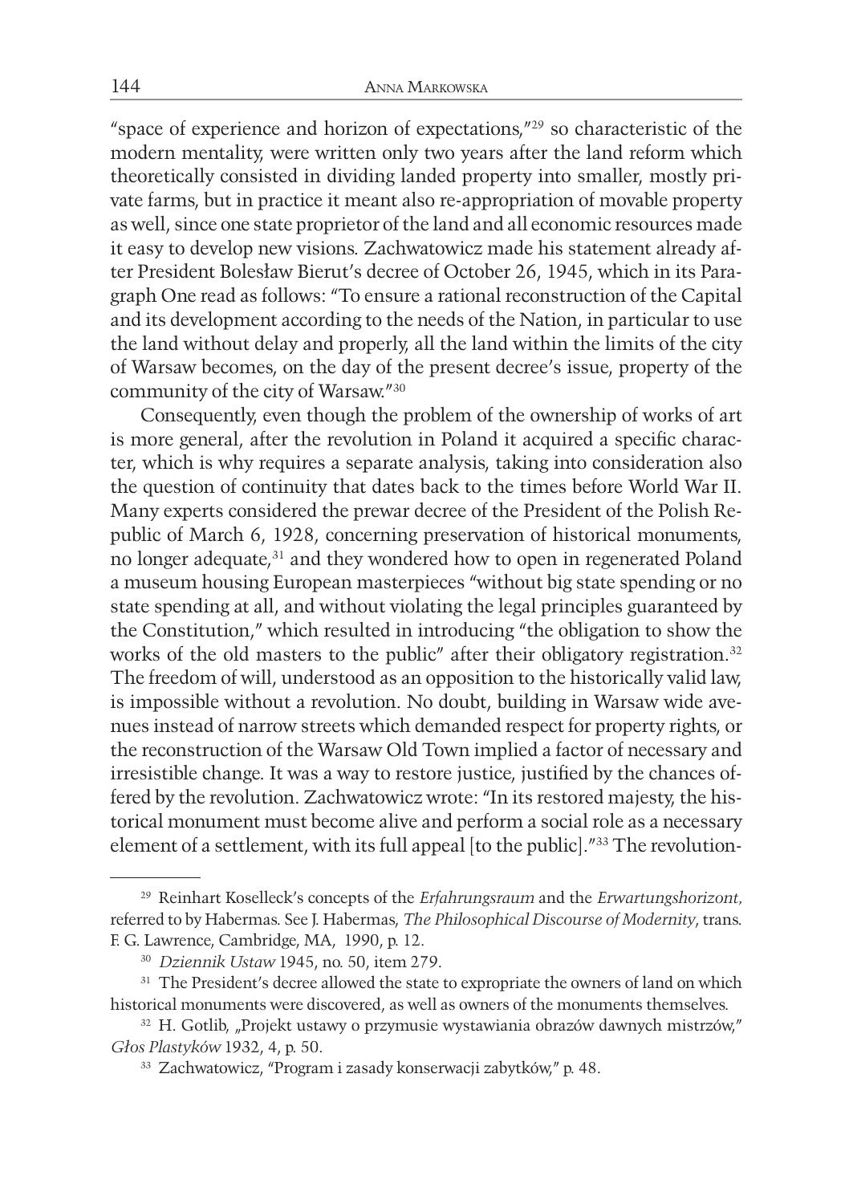"space of experience and horizon of expectations,"[29] so characteristic of the modern mentality, were written only two years after the land reform which theoretically consisted in dividing landed property into smaller, mostly private farms, but in practice it meant also re-appropriation of movable property as well, since one state proprietor of the land and all economic resources made it easy to develop new visions. Zachwatowicz made his statement already after President Bolesław Bierut's decree of October 26, 1945, which in its Paragraph One read as follows: "To ensure a rational reconstruction of the Capital and its development according to the needs of the Nation, in particular to use the land without delay and properly, all the land within the limits of the city of Warsaw becomes, on the day of the present decree's issue, property of the community of the city of Warsaw."[30]

Consequently, even though the problem of the ownership of works of art is more general, after the revolution in Poland it acquired a specific character, which is why requires a separate analysis, taking into consideration also the question of continuity that dates back to the times before World War II. Many experts considered the prewar decree of the President of the Polish Republic of March 6, 1928, concerning preservation of historical monuments, no longer adequate,[31] and they wondered how to open in regenerated Poland a museum housing European masterpieces "without big state spending or no state spending at all, and without violating the legal principles guaranteed by the Constitution," which resulted in introducing "the obligation to show the works of the old masters to the public" after their obligatory registration.[32] The freedom of will, understood as an opposition to the historically valid law, is impossible without a revolution. No doubt, building in Warsaw wide avenues instead of narrow streets which demanded respect for property rights, or the reconstruction of the Warsaw Old Town implied a factor of necessary and irresistible change. It was a way to restore justice, justified by the chances offered by the revolution. Zachwatowicz wrote: "In its restored majesty, the historical monument must become alive and perform a social role as a necessary element of a settlement, with its full appeal [to the public]."[33] The revolution-

---

[29] Reinhart Koselleck's concepts of the *Erfahrungsraum* and the *Erwartungshorizont,* referred to by Habermas. See J. Habermas, *The Philosophical Discourse of Modernity*, trans. F. G. Lawrence, Cambridge, MA, 1990, p. 12.

[30] *Dziennik Ustaw* 1945, no. 50, item 279.

[31] The President's decree allowed the state to expropriate the owners of land on which historical monuments were discovered, as well as owners of the monuments themselves.

[32] H. Gotlib, „Projekt ustawy o przymusie wystawiania obrazów dawnych mistrzów," *Głos Plastyków* 1932, 4, p. 50.

[33] Zachwatowicz, "Program i zasady konserwacji zabytków," p. 48.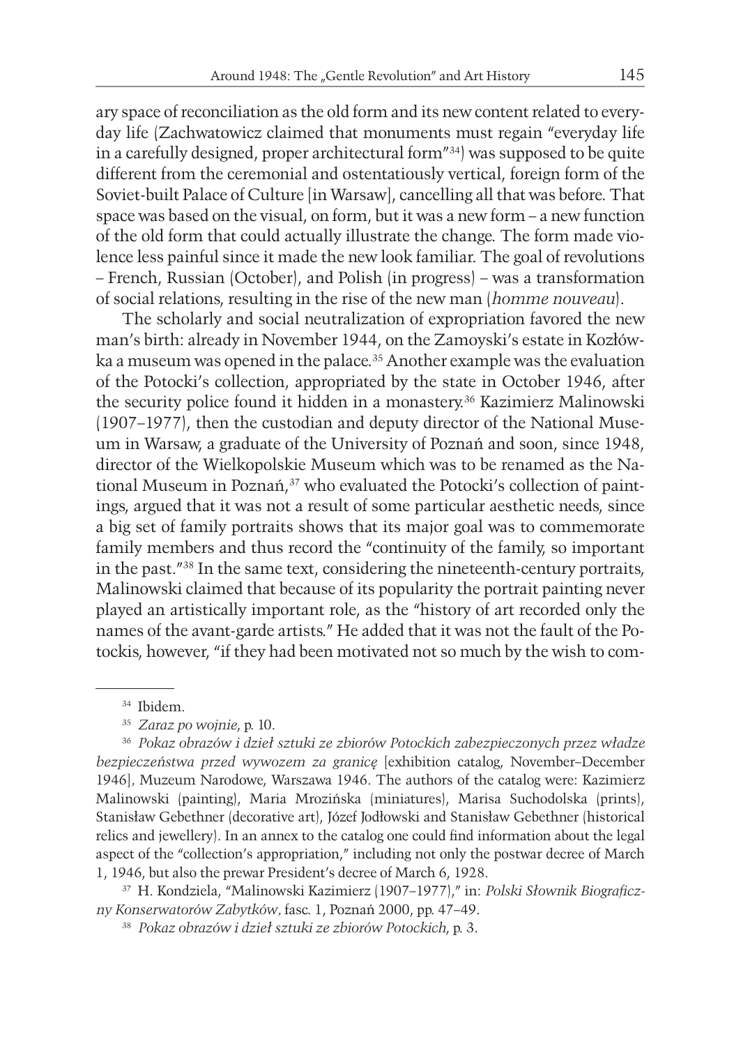ary space of reconciliation as the old form and its new content related to everyday life (Zachwatowicz claimed that monuments must regain "everyday life in a carefully designed, proper architectural form"[34]) was supposed to be quite different from the ceremonial and ostentatiously vertical, foreign form of the Soviet-built Palace of Culture [in Warsaw], cancelling all that was before. That space was based on the visual, on form, but it was a new form – a new function of the old form that could actually illustrate the change. The form made violence less painful since it made the new look familiar. The goal of revolutions – French, Russian (October), and Polish (in progress) – was a transformation of social relations, resulting in the rise of the new man (*homme nouveau*).

The scholarly and social neutralization of expropriation favored the new man's birth: already in November 1944, on the Zamoyski's estate in Kozłówka a museum was opened in the palace.[35] Another example was the evaluation of the Potocki's collection, appropriated by the state in October 1946, after the security police found it hidden in a monastery.[36] Kazimierz Malinowski (1907–1977), then the custodian and deputy director of the National Museum in Warsaw, a graduate of the University of Poznań and soon, since 1948, director of the Wielkopolskie Museum which was to be renamed as the National Museum in Poznań,[37] who evaluated the Potocki's collection of paintings, argued that it was not a result of some particular aesthetic needs, since a big set of family portraits shows that its major goal was to commemorate family members and thus record the "continuity of the family, so important in the past."[38] In the same text, considering the nineteenth-century portraits, Malinowski claimed that because of its popularity the portrait painting never played an artistically important role, as the "history of art recorded only the names of the avant-garde artists." He added that it was not the fault of the Potockis, however, "if they had been motivated not so much by the wish to com-

---

[34] Ibidem.

[35] *Zaraz po wojnie*, p. 10.

[36] *Pokaz obrazów i dzieł sztuki ze zbiorów Potockich zabezpieczonych przez władze bezpieczeństwa przed wywozem za granicę* [exhibition catalog, November–December 1946], Muzeum Narodowe, Warszawa 1946. The authors of the catalog were: Kazimierz Malinowski (painting), Maria Mrozińska (miniatures), Marisa Suchodolska (prints), Stanisław Gebethner (decorative art), Józef Jodłowski and Stanisław Gebethner (historical relics and jewellery). In an annex to the catalog one could find information about the legal aspect of the "collection's appropriation," including not only the postwar decree of March 1, 1946, but also the prewar President's decree of March 6, 1928.

[37] H. Kondziela, "Malinowski Kazimierz (1907–1977)," in: *Polski Słownik Biograficzny Konserwatorów Zabytków*, fasc. 1, Poznań 2000, pp. 47–49.

[38] *Pokaz obrazów i dzieł sztuki ze zbiorów Potockich*, p. 3.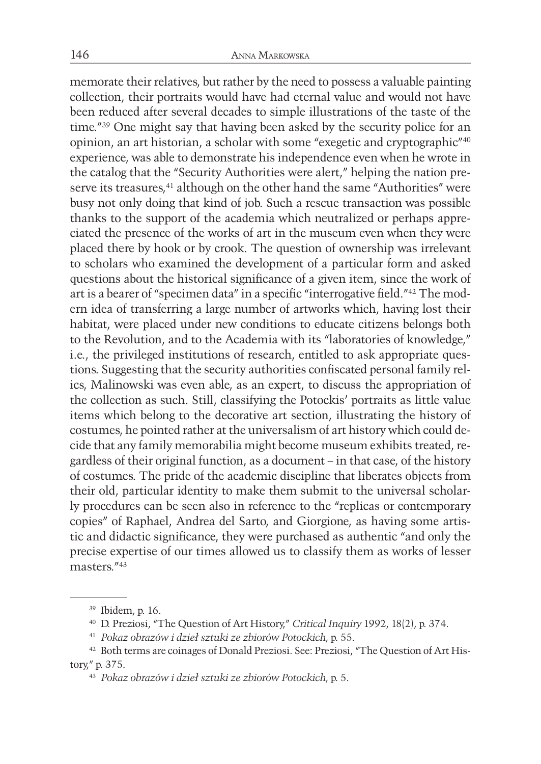memorate their relatives, but rather by the need to possess a valuable painting collection, their portraits would have had eternal value and would not have been reduced after several decades to simple illustrations of the taste of the time."[39] One might say that having been asked by the security police for an opinion, an art historian, a scholar with some "exegetic and cryptographic"[40] experience, was able to demonstrate his independence even when he wrote in the catalog that the "Security Authorities were alert," helping the nation preserve its treasures,[41] although on the other hand the same "Authorities" were busy not only doing that kind of job. Such a rescue transaction was possible thanks to the support of the academia which neutralized or perhaps appreciated the presence of the works of art in the museum even when they were placed there by hook or by crook. The question of ownership was irrelevant to scholars who examined the development of a particular form and asked questions about the historical significance of a given item, since the work of art is a bearer of "specimen data" in a specific "interrogative field."[42] The modern idea of transferring a large number of artworks which, having lost their habitat, were placed under new conditions to educate citizens belongs both to the Revolution, and to the Academia with its "laboratories of knowledge," i.e., the privileged institutions of research, entitled to ask appropriate questions. Suggesting that the security authorities confiscated personal family relics, Malinowski was even able, as an expert, to discuss the appropriation of the collection as such. Still, classifying the Potockis' portraits as little value items which belong to the decorative art section, illustrating the history of costumes, he pointed rather at the universalism of art history which could decide that any family memorabilia might become museum exhibits treated, regardless of their original function, as a document – in that case, of the history of costumes. The pride of the academic discipline that liberates objects from their old, particular identity to make them submit to the universal scholarly procedures can be seen also in reference to the "replicas or contemporary copies" of Raphael, Andrea del Sarto, and Giorgione, as having some artistic and didactic significance, they were purchased as authentic "and only the precise expertise of our times allowed us to classify them as works of lesser masters."[43]

---

[39] Ibidem, p. 16.

[40] D. Preziosi, "The Question of Art History," *Critical Inquiry* 1992, 18(2), p. 374.

[41] *Pokaz obrazów i dzieł sztuki ze zbiorów Potockich*, p. 55.

[42] Both terms are coinages of Donald Preziosi. See: Preziosi, "The Question of Art History," p. 375.

[43] *Pokaz obrazów i dzieł sztuki ze zbiorów Potockich*, p. 5.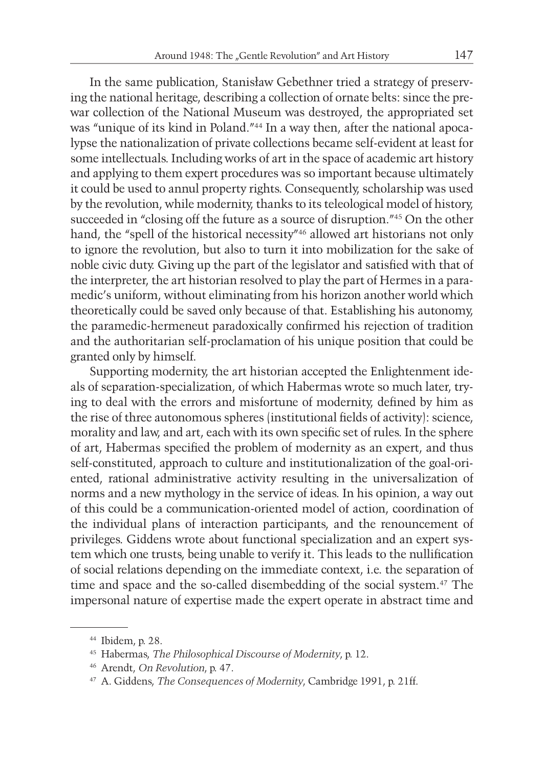In the same publication, Stanisław Gebethner tried a strategy of preserving the national heritage, describing a collection of ornate belts: since the prewar collection of the National Museum was destroyed, the appropriated set was "unique of its kind in Poland."[44] In a way then, after the national apocalypse the nationalization of private collections became self-evident at least for some intellectuals. Including works of art in the space of academic art history and applying to them expert procedures was so important because ultimately it could be used to annul property rights. Consequently, scholarship was used by the revolution, while modernity, thanks to its teleological model of history, succeeded in "closing off the future as a source of disruption."[45] On the other hand, the "spell of the historical necessity"[46] allowed art historians not only to ignore the revolution, but also to turn it into mobilization for the sake of noble civic duty. Giving up the part of the legislator and satisfied with that of the interpreter, the art historian resolved to play the part of Hermes in a paramedic's uniform, without eliminating from his horizon another world which theoretically could be saved only because of that. Establishing his autonomy, the paramedic-hermeneut paradoxically confirmed his rejection of tradition and the authoritarian self-proclamation of his unique position that could be granted only by himself.

Supporting modernity, the art historian accepted the Enlightenment ideals of separation-specialization, of which Habermas wrote so much later, trying to deal with the errors and misfortune of modernity, defined by him as the rise of three autonomous spheres (institutional fields of activity): science, morality and law, and art, each with its own specific set of rules. In the sphere of art, Habermas specified the problem of modernity as an expert, and thus self-constituted, approach to culture and institutionalization of the goal-oriented, rational administrative activity resulting in the universalization of norms and a new mythology in the service of ideas. In his opinion, a way out of this could be a communication-oriented model of action, coordination of the individual plans of interaction participants, and the renouncement of privileges. Giddens wrote about functional specialization and an expert system which one trusts, being unable to verify it. This leads to the nullification of social relations depending on the immediate context, i.e. the separation of time and space and the so-called disembedding of the social system.[47] The impersonal nature of expertise made the expert operate in abstract time and

---

[44] Ibidem, p. 28.

[45] Habermas, *The Philosophical Discourse of Modernity*, p. 12.

[46] Arendt, *On Revolution*, p. 47.

[47] A. Giddens, *The Consequences of Modernity*, Cambridge 1991, p. 21ff.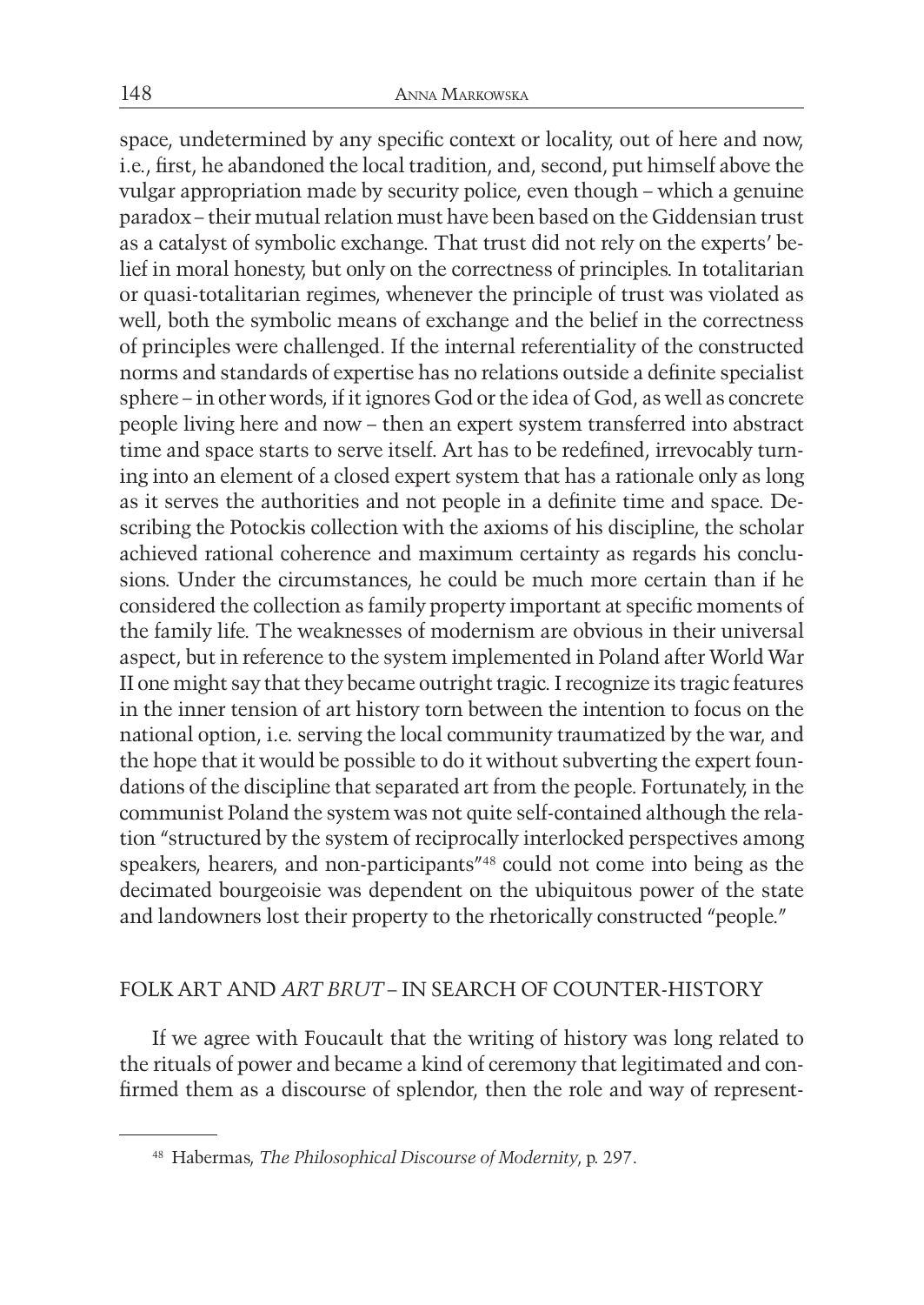space, undetermined by any specific context or locality, out of here and now, i.e., first, he abandoned the local tradition, and, second, put himself above the vulgar appropriation made by security police, even though – which a genuine paradox – their mutual relation must have been based on the Giddensian trust as a catalyst of symbolic exchange. That trust did not rely on the experts' belief in moral honesty, but only on the correctness of principles. In totalitarian or quasi-totalitarian regimes, whenever the principle of trust was violated as well, both the symbolic means of exchange and the belief in the correctness of principles were challenged. If the internal referentiality of the constructed norms and standards of expertise has no relations outside a definite specialist sphere – in other words, if it ignores God or the idea of God, as well as concrete people living here and now – then an expert system transferred into abstract time and space starts to serve itself. Art has to be redefined, irrevocably turning into an element of a closed expert system that has a rationale only as long as it serves the authorities and not people in a definite time and space. Describing the Potockis collection with the axioms of his discipline, the scholar achieved rational coherence and maximum certainty as regards his conclusions. Under the circumstances, he could be much more certain than if he considered the collection as family property important at specific moments of the family life. The weaknesses of modernism are obvious in their universal aspect, but in reference to the system implemented in Poland after World War II one might say that they became outright tragic. I recognize its tragic features in the inner tension of art history torn between the intention to focus on the national option, i.e. serving the local community traumatized by the war, and the hope that it would be possible to do it without subverting the expert foundations of the discipline that separated art from the people. Fortunately, in the communist Poland the system was not quite self-contained although the relation "structured by the system of reciprocally interlocked perspectives among speakers, hearers, and non-participants"[48] could not come into being as the decimated bourgeoisie was dependent on the ubiquitous power of the state and landowners lost their property to the rhetorically constructed "people."

## FOLK ART AND *ART BRUT* – IN SEARCH OF COUNTER-HISTORY

If we agree with Foucault that the writing of history was long related to the rituals of power and became a kind of ceremony that legitimated and confirmed them as a discourse of splendor, then the role and way of represent-

[48] Habermas, *The Philosophical Discourse of Modernity*, p. 297.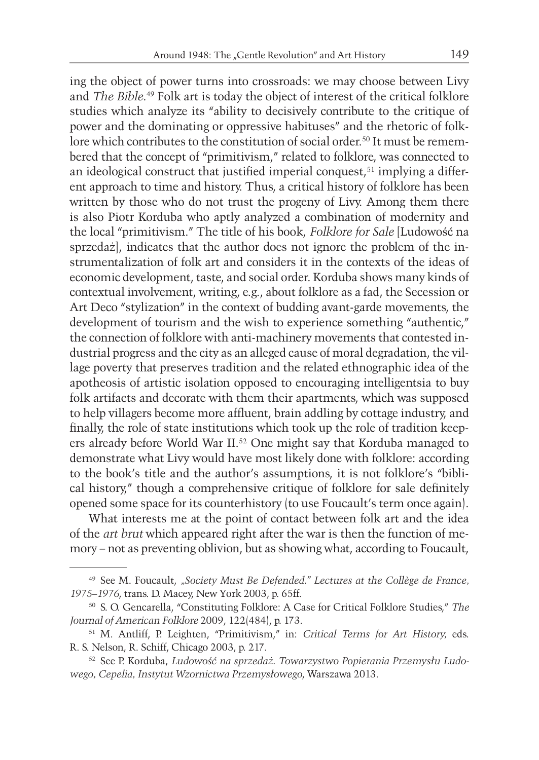ing the object of power turns into crossroads: we may choose between Livy and *The Bible*.[49] Folk art is today the object of interest of the critical folklore studies which analyze its "ability to decisively contribute to the critique of power and the dominating or oppressive habituses" and the rhetoric of folklore which contributes to the constitution of social order.[50] It must be remembered that the concept of "primitivism," related to folklore, was connected to an ideological construct that justified imperial conquest,[51] implying a different approach to time and history. Thus, a critical history of folklore has been written by those who do not trust the progeny of Livy. Among them there is also Piotr Korduba who aptly analyzed a combination of modernity and the local "primitivism." The title of his book, *Folklore for Sale* [Ludowość na sprzedaż], indicates that the author does not ignore the problem of the instrumentalization of folk art and considers it in the contexts of the ideas of economic development, taste, and social order. Korduba shows many kinds of contextual involvement, writing, e.g., about folklore as a fad, the Secession or Art Deco "stylization" in the context of budding avant-garde movements, the development of tourism and the wish to experience something "authentic," the connection of folklore with anti-machinery movements that contested industrial progress and the city as an alleged cause of moral degradation, the village poverty that preserves tradition and the related ethnographic idea of the apotheosis of artistic isolation opposed to encouraging intelligentsia to buy folk artifacts and decorate with them their apartments, which was supposed to help villagers become more affluent, brain addling by cottage industry, and finally, the role of state institutions which took up the role of tradition keepers already before World War II.[52] One might say that Korduba managed to demonstrate what Livy would have most likely done with folklore: according to the book's title and the author's assumptions, it is not folklore's "biblical history," though a comprehensive critique of folklore for sale definitely opened some space for its counterhistory (to use Foucault's term once again).

What interests me at the point of contact between folk art and the idea of the *art brut* which appeared right after the war is then the function of memory – not as preventing oblivion, but as showing what, according to Foucault,

---

[49] See M. Foucault, *„Society Must Be Defended." Lectures at the Collège de France, 1975–1976*, trans. D. Macey, New York 2003, p. 65ff.

[50] S. O. Gencarella, "Constituting Folklore: A Case for Critical Folklore Studies," *The Journal of American Folklore* 2009, 122(484), p. 173.

[51] M. Antliff, P. Leighten, "Primitivism," in: *Critical Terms for Art History*, eds. R. S. Nelson, R. Schiff, Chicago 2003, p. 217.

[52] See P. Korduba, *Ludowość na sprzedaż. Towarzystwo Popierania Przemysłu Ludowego, Cepelia, Instytut Wzornictwa Przemysłowego*, Warszawa 2013.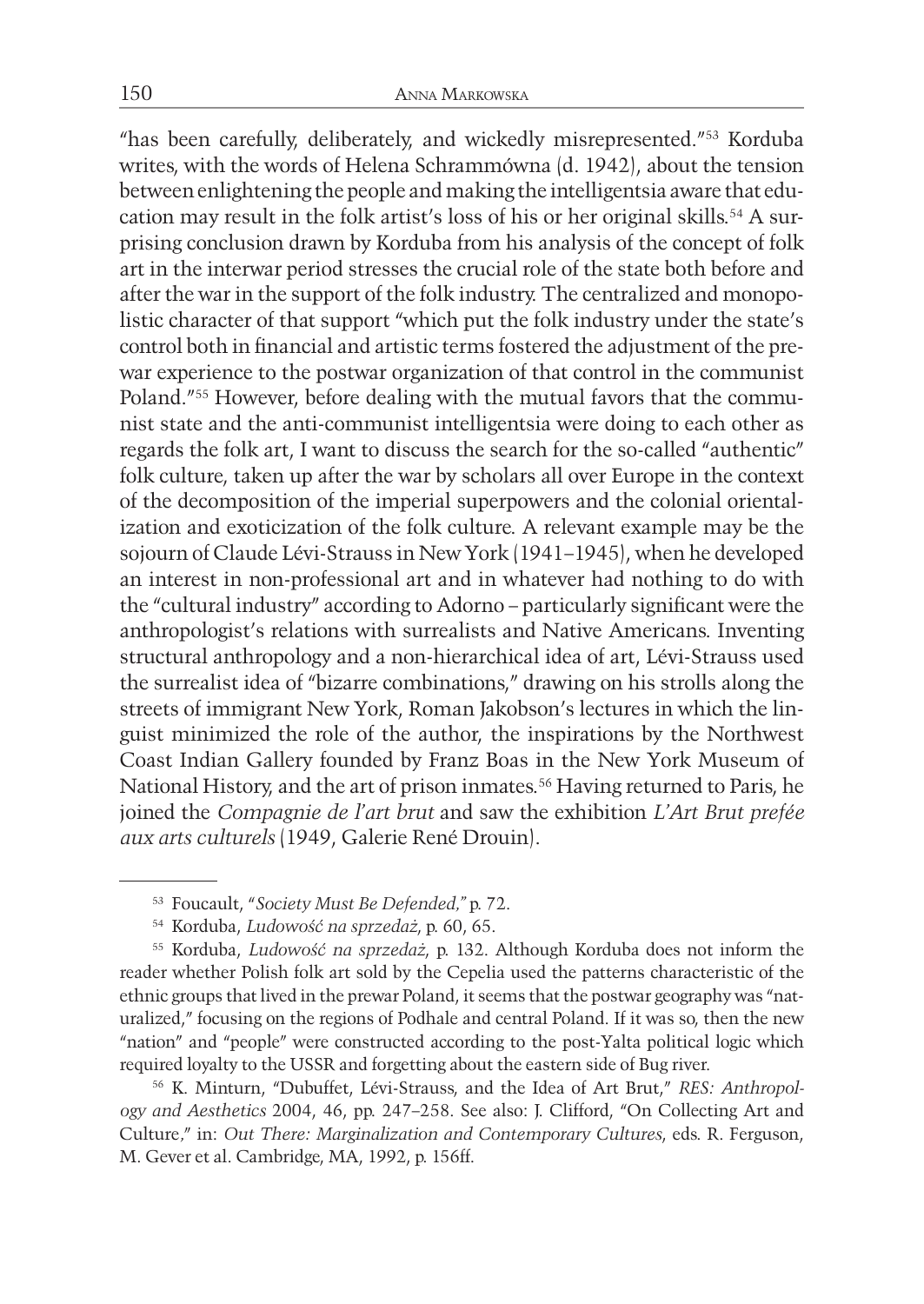"has been carefully, deliberately, and wickedly misrepresented."[53] Korduba writes, with the words of Helena Schrammówna (d. 1942), about the tension between enlightening the people and making the intelligentsia aware that education may result in the folk artist's loss of his or her original skills.[54] A surprising conclusion drawn by Korduba from his analysis of the concept of folk art in the interwar period stresses the crucial role of the state both before and after the war in the support of the folk industry. The centralized and monopolistic character of that support "which put the folk industry under the state's control both in financial and artistic terms fostered the adjustment of the prewar experience to the postwar organization of that control in the communist Poland."[55] However, before dealing with the mutual favors that the communist state and the anti-communist intelligentsia were doing to each other as regards the folk art, I want to discuss the search for the so-called "authentic" folk culture, taken up after the war by scholars all over Europe in the context of the decomposition of the imperial superpowers and the colonial orientalization and exoticization of the folk culture. A relevant example may be the sojourn of Claude Lévi-Strauss in New York (1941–1945), when he developed an interest in non-professional art and in whatever had nothing to do with the "cultural industry" according to Adorno – particularly significant were the anthropologist's relations with surrealists and Native Americans. Inventing structural anthropology and a non-hierarchical idea of art, Lévi-Strauss used the surrealist idea of "bizarre combinations," drawing on his strolls along the streets of immigrant New York, Roman Jakobson's lectures in which the linguist minimized the role of the author, the inspirations by the Northwest Coast Indian Gallery founded by Franz Boas in the New York Museum of National History, and the art of prison inmates.[56] Having returned to Paris, he joined the *Compagnie de l'art brut* and saw the exhibition *L'Art Brut prefée aux arts culturels* (1949, Galerie René Drouin).

---

[53] Foucault, "*Society Must Be Defended,"* p. 72.

[54] Korduba, *Ludowość na sprzedaż*, p. 60, 65.

[55] Korduba, *Ludowość na sprzedaż*, p. 132. Although Korduba does not inform the reader whether Polish folk art sold by the Cepelia used the patterns characteristic of the ethnic groups that lived in the prewar Poland, it seems that the postwar geography was "naturalized," focusing on the regions of Podhale and central Poland. If it was so, then the new "nation" and "people" were constructed according to the post-Yalta political logic which required loyalty to the USSR and forgetting about the eastern side of Bug river.

[56] K. Minturn, "Dubuffet, Lévi-Strauss, and the Idea of Art Brut," *RES: Anthropology and Aesthetics* 2004, 46, pp. 247–258. See also: J. Clifford, "On Collecting Art and Culture," in: *Out There: Marginalization and Contemporary Cultures*, eds. R. Ferguson, M. Gever et al. Cambridge, MA, 1992, p. 156ff.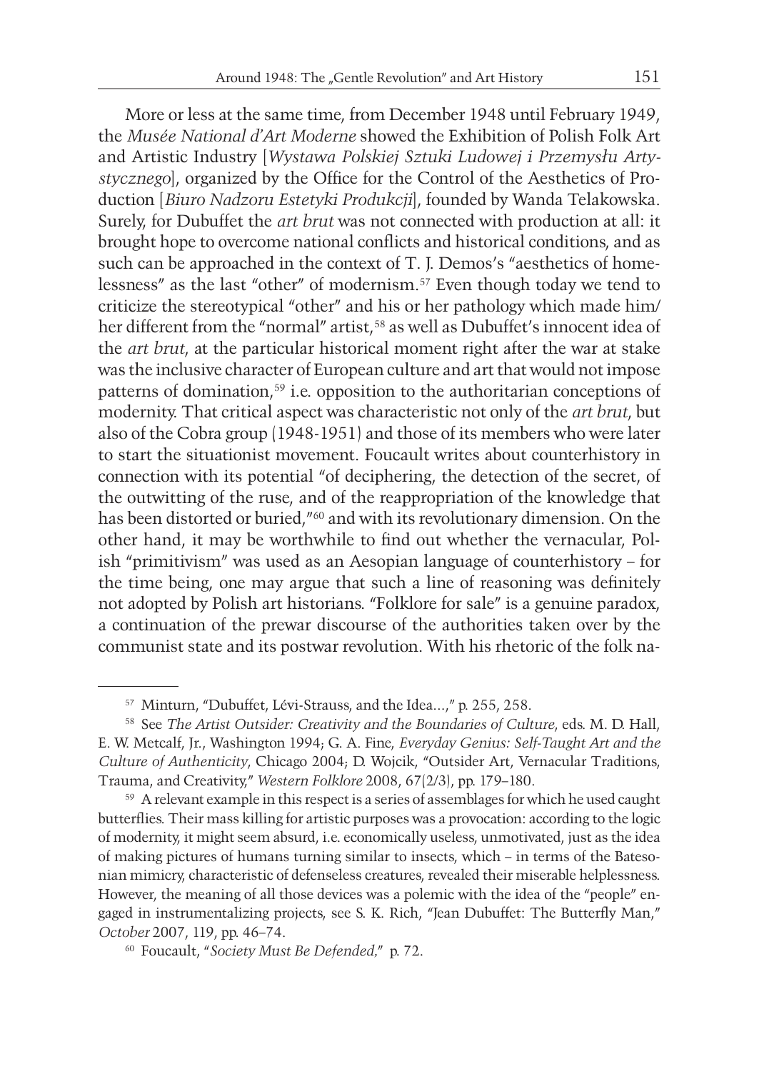More or less at the same time, from December 1948 until February 1949, the *Musée National d'Art Moderne* showed the Exhibition of Polish Folk Art and Artistic Industry [*Wystawa Polskiej Sztuki Ludowej i Przemysłu Artystycznego*], organized by the Office for the Control of the Aesthetics of Production [*Biuro Nadzoru Estetyki Produkcji*], founded by Wanda Telakowska. Surely, for Dubuffet the *art brut* was not connected with production at all: it brought hope to overcome national conflicts and historical conditions, and as such can be approached in the context of T. J. Demos's "aesthetics of homelessness" as the last "other" of modernism.[57] Even though today we tend to criticize the stereotypical "other" and his or her pathology which made him/her different from the "normal" artist,[58] as well as Dubuffet's innocent idea of the *art brut*, at the particular historical moment right after the war at stake was the inclusive character of European culture and art that would not impose patterns of domination,[59] i.e. opposition to the authoritarian conceptions of modernity. That critical aspect was characteristic not only of the *art brut*, but also of the Cobra group (1948-1951) and those of its members who were later to start the situationist movement. Foucault writes about counterhistory in connection with its potential "of deciphering, the detection of the secret, of the outwitting of the ruse, and of the reappropriation of the knowledge that has been distorted or buried,"[60] and with its revolutionary dimension. On the other hand, it may be worthwhile to find out whether the vernacular, Polish "primitivism" was used as an Aesopian language of counterhistory – for the time being, one may argue that such a line of reasoning was definitely not adopted by Polish art historians. "Folklore for sale" is a genuine paradox, a continuation of the prewar discourse of the authorities taken over by the communist state and its postwar revolution. With his rhetoric of the folk na-

---

[57] Minturn, "Dubuffet, Lévi-Strauss, and the Idea...," p. 255, 258.

[58] See *The Artist Outsider: Creativity and the Boundaries of Culture*, eds. M. D. Hall, E. W. Metcalf, Jr., Washington 1994; G. A. Fine, *Everyday Genius: Self-Taught Art and the Culture of Authenticity*, Chicago 2004; D. Wojcik, "Outsider Art, Vernacular Traditions, Trauma, and Creativity," *Western Folklore* 2008, 67(2/3), pp. 179–180.

[59] A relevant example in this respect is a series of assemblages for which he used caught butterflies. Their mass killing for artistic purposes was a provocation: according to the logic of modernity, it might seem absurd, i.e. economically useless, unmotivated, just as the idea of making pictures of humans turning similar to insects, which – in terms of the Batesonian mimicry, characteristic of defenseless creatures, revealed their miserable helplessness. However, the meaning of all those devices was a polemic with the idea of the "people" engaged in instrumentalizing projects, see S. K. Rich, "Jean Dubuffet: The Butterfly Man," *October* 2007, 119, pp. 46–74.

[60] Foucault, "*Society Must Be Defended*," p. 72.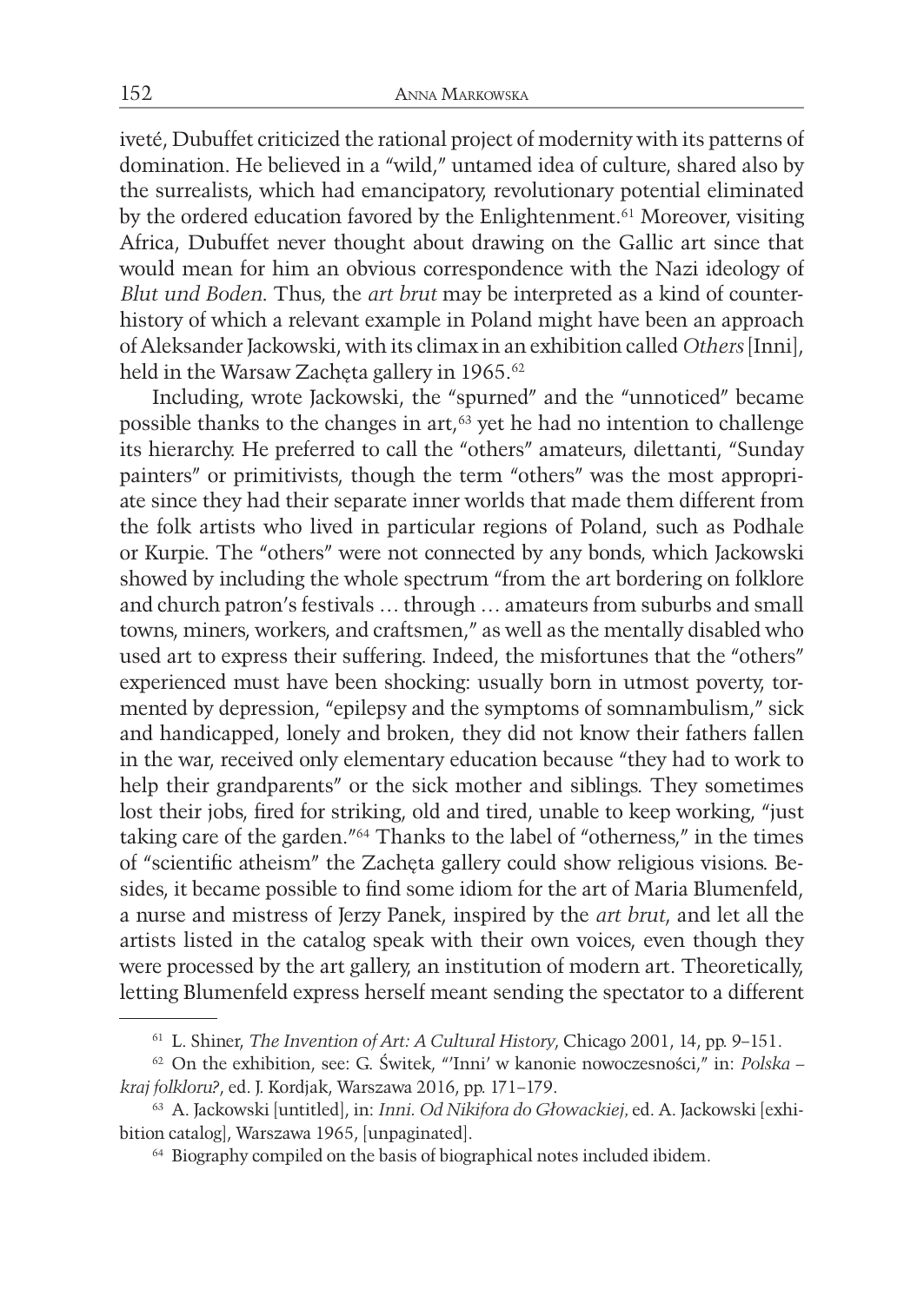iveté, Dubuffet criticized the rational project of modernity with its patterns of domination. He believed in a "wild," untamed idea of culture, shared also by the surrealists, which had emancipatory, revolutionary potential eliminated by the ordered education favored by the Enlightenment.[61] Moreover, visiting Africa, Dubuffet never thought about drawing on the Gallic art since that would mean for him an obvious correspondence with the Nazi ideology of *Blut und Boden*. Thus, the *art brut* may be interpreted as a kind of counter-history of which a relevant example in Poland might have been an approach of Aleksander Jackowski, with its climax in an exhibition called *Others* [Inni], held in the Warsaw Zachęta gallery in 1965.[62]

Including, wrote Jackowski, the "spurned" and the "unnoticed" became possible thanks to the changes in art,[63] yet he had no intention to challenge its hierarchy. He preferred to call the "others" amateurs, dilettanti, "Sunday painters" or primitivists, though the term "others" was the most appropriate since they had their separate inner worlds that made them different from the folk artists who lived in particular regions of Poland, such as Podhale or Kurpie. The "others" were not connected by any bonds, which Jackowski showed by including the whole spectrum "from the art bordering on folklore and church patron's festivals … through … amateurs from suburbs and small towns, miners, workers, and craftsmen," as well as the mentally disabled who used art to express their suffering. Indeed, the misfortunes that the "others" experienced must have been shocking: usually born in utmost poverty, tormented by depression, "epilepsy and the symptoms of somnambulism," sick and handicapped, lonely and broken, they did not know their fathers fallen in the war, received only elementary education because "they had to work to help their grandparents" or the sick mother and siblings. They sometimes lost their jobs, fired for striking, old and tired, unable to keep working, "just taking care of the garden."[64] Thanks to the label of "otherness," in the times of "scientific atheism" the Zachęta gallery could show religious visions. Besides, it became possible to find some idiom for the art of Maria Blumenfeld, a nurse and mistress of Jerzy Panek, inspired by the *art brut*, and let all the artists listed in the catalog speak with their own voices, even though they were processed by the art gallery, an institution of modern art. Theoretically, letting Blumenfeld express herself meant sending the spectator to a different

---

[61] L. Shiner, *The Invention of Art: A Cultural History*, Chicago 2001, 14, pp. 9–151.

[62] On the exhibition, see: G. Świtek, "'Inni' w kanonie nowoczesności," in: *Polska – kraj folkloru?*, ed. J. Kordjak, Warszawa 2016, pp. 171–179.

[63] A. Jackowski [untitled], in: *Inni. Od Nikifora do Głowackiej*, ed. A. Jackowski [exhibition catalog], Warszawa 1965, [unpaginated].

[64] Biography compiled on the basis of biographical notes included ibidem.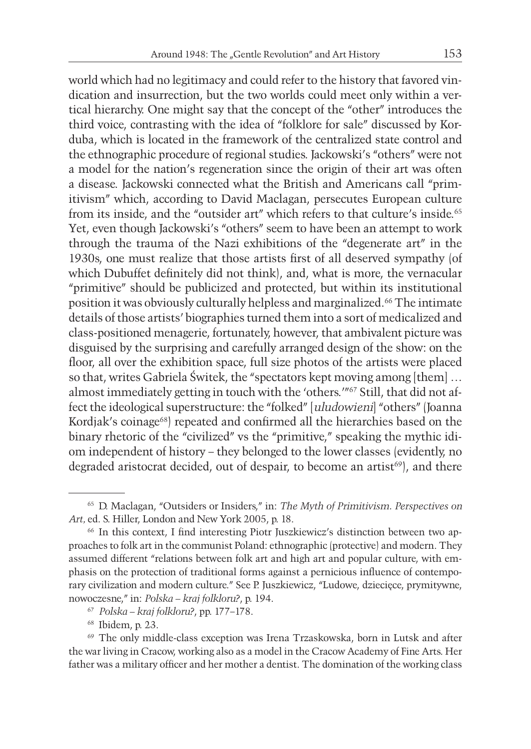world which had no legitimacy and could refer to the history that favored vindication and insurrection, but the two worlds could meet only within a vertical hierarchy. One might say that the concept of the "other" introduces the third voice, contrasting with the idea of "folklore for sale" discussed by Korduba, which is located in the framework of the centralized state control and the ethnographic procedure of regional studies. Jackowski's "others" were not a model for the nation's regeneration since the origin of their art was often a disease. Jackowski connected what the British and Americans call "primitivism" which, according to David Maclagan, persecutes European culture from its inside, and the "outsider art" which refers to that culture's inside.[65] Yet, even though Jackowski's "others" seem to have been an attempt to work through the trauma of the Nazi exhibitions of the "degenerate art" in the 1930s, one must realize that those artists first of all deserved sympathy (of which Dubuffet definitely did not think), and, what is more, the vernacular "primitive" should be publicized and protected, but within its institutional position it was obviously culturally helpless and marginalized.[66] The intimate details of those artists' biographies turned them into a sort of medicalized and class-positioned menagerie, fortunately, however, that ambivalent picture was disguised by the surprising and carefully arranged design of the show: on the floor, all over the exhibition space, full size photos of the artists were placed so that, writes Gabriela Świtek, the "spectators kept moving among [them] … almost immediately getting in touch with the 'others.'"[67] Still, that did not affect the ideological superstructure: the "folked" [*uludowieni*] "others" (Joanna Kordjak's coinage[68]) repeated and confirmed all the hierarchies based on the binary rhetoric of the "civilized" vs the "primitive," speaking the mythic idiom independent of history – they belonged to the lower classes (evidently, no degraded aristocrat decided, out of despair, to become an artist[69]), and there

---

[65] D. Maclagan, "Outsiders or Insiders," in: *The Myth of Primitivism. Perspectives on Art*, ed. S. Hiller, London and New York 2005, p. 18.

[66] In this context, I find interesting Piotr Juszkiewicz's distinction between two approaches to folk art in the communist Poland: ethnographic (protective) and modern. They assumed different "relations between folk art and high art and popular culture, with emphasis on the protection of traditional forms against a pernicious influence of contemporary civilization and modern culture." See P. Juszkiewicz, "Ludowe, dziecięce, prymitywne, nowoczesne," in: *Polska – kraj folkloru?*, p. 194.

[67] *Polska – kraj folkloru?*, pp. 177–178.

[68] Ibidem, p. 23.

[69] The only middle-class exception was Irena Trzaskowska, born in Lutsk and after the war living in Cracow, working also as a model in the Cracow Academy of Fine Arts. Her father was a military officer and her mother a dentist. The domination of the working class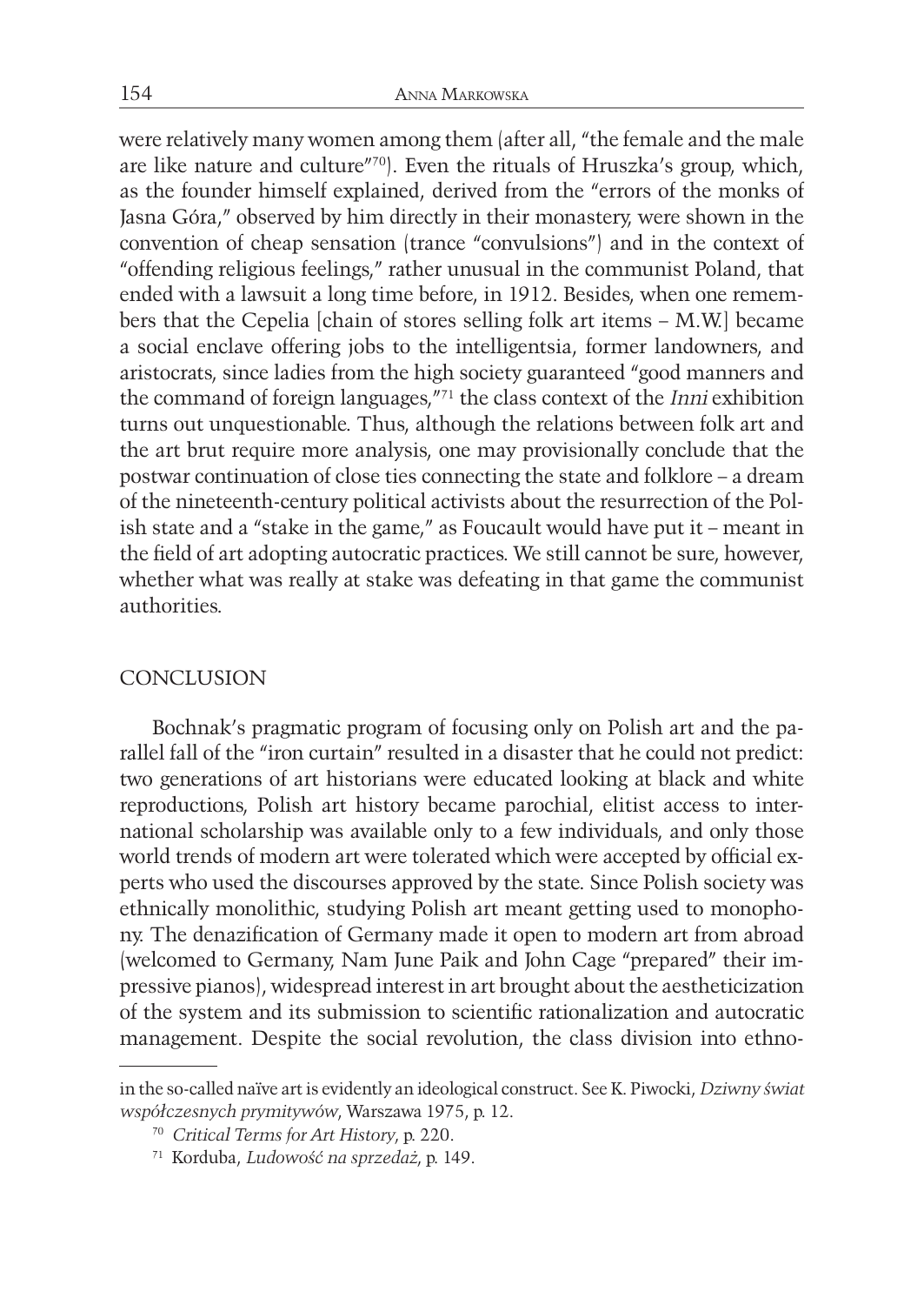were relatively many women among them (after all, "the female and the male are like nature and culture"[70]). Even the rituals of Hruszka's group, which, as the founder himself explained, derived from the "errors of the monks of Jasna Góra," observed by him directly in their monastery, were shown in the convention of cheap sensation (trance "convulsions") and in the context of "offending religious feelings," rather unusual in the communist Poland, that ended with a lawsuit a long time before, in 1912. Besides, when one remembers that the Cepelia [chain of stores selling folk art items – M.W.] became a social enclave offering jobs to the intelligentsia, former landowners, and aristocrats, since ladies from the high society guaranteed "good manners and the command of foreign languages,"[71] the class context of the *Inni* exhibition turns out unquestionable. Thus, although the relations between folk art and the art brut require more analysis, one may provisionally conclude that the postwar continuation of close ties connecting the state and folklore – a dream of the nineteenth-century political activists about the resurrection of the Polish state and a "stake in the game," as Foucault would have put it – meant in the field of art adopting autocratic practices. We still cannot be sure, however, whether what was really at stake was defeating in that game the communist authorities.

## CONCLUSION

Bochnak's pragmatic program of focusing only on Polish art and the parallel fall of the "iron curtain" resulted in a disaster that he could not predict: two generations of art historians were educated looking at black and white reproductions, Polish art history became parochial, elitist access to international scholarship was available only to a few individuals, and only those world trends of modern art were tolerated which were accepted by official experts who used the discourses approved by the state. Since Polish society was ethnically monolithic, studying Polish art meant getting used to monophony. The denazification of Germany made it open to modern art from abroad (welcomed to Germany, Nam June Paik and John Cage "prepared" their impressive pianos), widespread interest in art brought about the aestheticization of the system and its submission to scientific rationalization and autocratic management. Despite the social revolution, the class division into ethno-

---

in the so-called naïve art is evidently an ideological construct. See K. Piwocki, *Dziwny świat współczesnych prymitywów*, Warszawa 1975, p. 12.

[70] *Critical Terms for Art History*, p. 220.

[71] Korduba, *Ludowość na sprzedaż*, p. 149.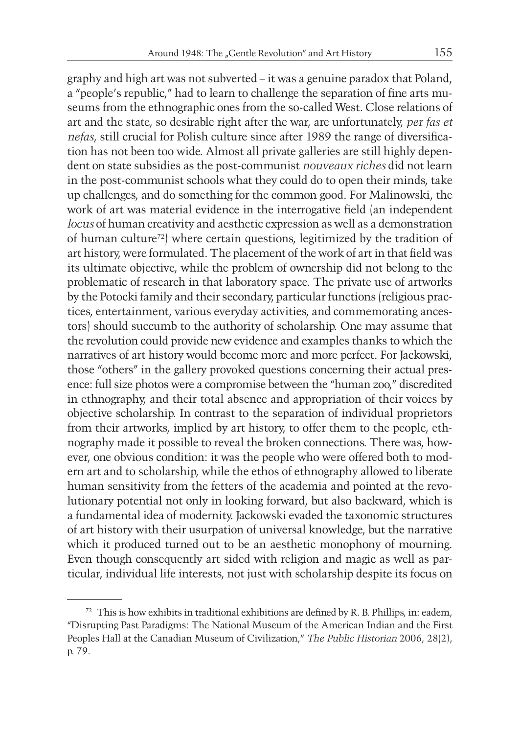graphy and high art was not subverted – it was a genuine paradox that Poland, a "people's republic," had to learn to challenge the separation of fine arts museums from the ethnographic ones from the so-called West. Close relations of art and the state, so desirable right after the war, are unfortunately, *per fas et nefas*, still crucial for Polish culture since after 1989 the range of diversification has not been too wide. Almost all private galleries are still highly dependent on state subsidies as the post-communist *nouveaux riches* did not learn in the post-communist schools what they could do to open their minds, take up challenges, and do something for the common good. For Malinowski, the work of art was material evidence in the interrogative field (an independent *locus* of human creativity and aesthetic expression as well as a demonstration of human culture[72]) where certain questions, legitimized by the tradition of art history, were formulated. The placement of the work of art in that field was its ultimate objective, while the problem of ownership did not belong to the problematic of research in that laboratory space. The private use of artworks by the Potocki family and their secondary, particular functions (religious practices, entertainment, various everyday activities, and commemorating ancestors) should succumb to the authority of scholarship. One may assume that the revolution could provide new evidence and examples thanks to which the narratives of art history would become more and more perfect. For Jackowski, those "others" in the gallery provoked questions concerning their actual presence: full size photos were a compromise between the "human zoo," discredited in ethnography, and their total absence and appropriation of their voices by objective scholarship. In contrast to the separation of individual proprietors from their artworks, implied by art history, to offer them to the people, ethnography made it possible to reveal the broken connections. There was, however, one obvious condition: it was the people who were offered both to modern art and to scholarship, while the ethos of ethnography allowed to liberate human sensitivity from the fetters of the academia and pointed at the revolutionary potential not only in looking forward, but also backward, which is a fundamental idea of modernity. Jackowski evaded the taxonomic structures of art history with their usurpation of universal knowledge, but the narrative which it produced turned out to be an aesthetic monophony of mourning. Even though consequently art sided with religion and magic as well as particular, individual life interests, not just with scholarship despite its focus on

[72] This is how exhibits in traditional exhibitions are defined by R. B. Phillips, in: eadem, "Disrupting Past Paradigms: The National Museum of the American Indian and the First Peoples Hall at the Canadian Museum of Civilization," *The Public Historian* 2006, 28(2), p. 79.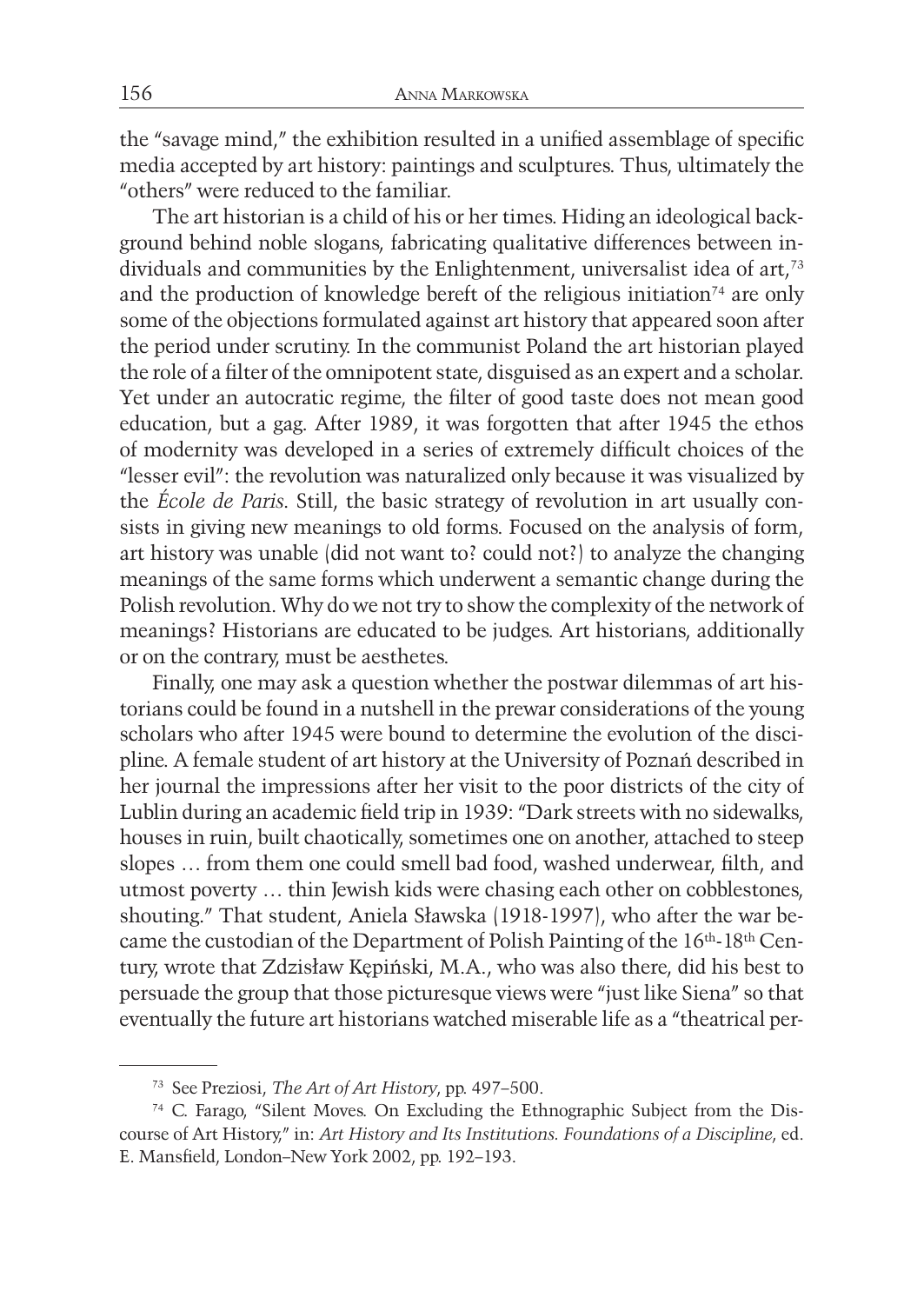the "savage mind," the exhibition resulted in a unified assemblage of specific media accepted by art history: paintings and sculptures. Thus, ultimately the "others" were reduced to the familiar.

The art historian is a child of his or her times. Hiding an ideological background behind noble slogans, fabricating qualitative differences between individuals and communities by the Enlightenment, universalist idea of art,[73] and the production of knowledge bereft of the religious initiation[74] are only some of the objections formulated against art history that appeared soon after the period under scrutiny. In the communist Poland the art historian played the role of a filter of the omnipotent state, disguised as an expert and a scholar. Yet under an autocratic regime, the filter of good taste does not mean good education, but a gag. After 1989, it was forgotten that after 1945 the ethos of modernity was developed in a series of extremely difficult choices of the "lesser evil": the revolution was naturalized only because it was visualized by the *École de Paris*. Still, the basic strategy of revolution in art usually consists in giving new meanings to old forms. Focused on the analysis of form, art history was unable (did not want to? could not?) to analyze the changing meanings of the same forms which underwent a semantic change during the Polish revolution. Why do we not try to show the complexity of the network of meanings? Historians are educated to be judges. Art historians, additionally or on the contrary, must be aesthetes.

Finally, one may ask a question whether the postwar dilemmas of art historians could be found in a nutshell in the prewar considerations of the young scholars who after 1945 were bound to determine the evolution of the discipline. A female student of art history at the University of Poznań described in her journal the impressions after her visit to the poor districts of the city of Lublin during an academic field trip in 1939: "Dark streets with no sidewalks, houses in ruin, built chaotically, sometimes one on another, attached to steep slopes … from them one could smell bad food, washed underwear, filth, and utmost poverty … thin Jewish kids were chasing each other on cobblestones, shouting." That student, Aniela Sławska (1918-1997), who after the war became the custodian of the Department of Polish Painting of the 16th-18th Century, wrote that Zdzisław Kępiński, M.A., who was also there, did his best to persuade the group that those picturesque views were "just like Siena" so that eventually the future art historians watched miserable life as a "theatrical per-

---

[73] See Preziosi, *The Art of Art History*, pp. 497–500.

[74] C. Farago, "Silent Moves. On Excluding the Ethnographic Subject from the Discourse of Art History," in: *Art History and Its Institutions. Foundations of a Discipline*, ed. E. Mansfield, London–New York 2002, pp. 192–193.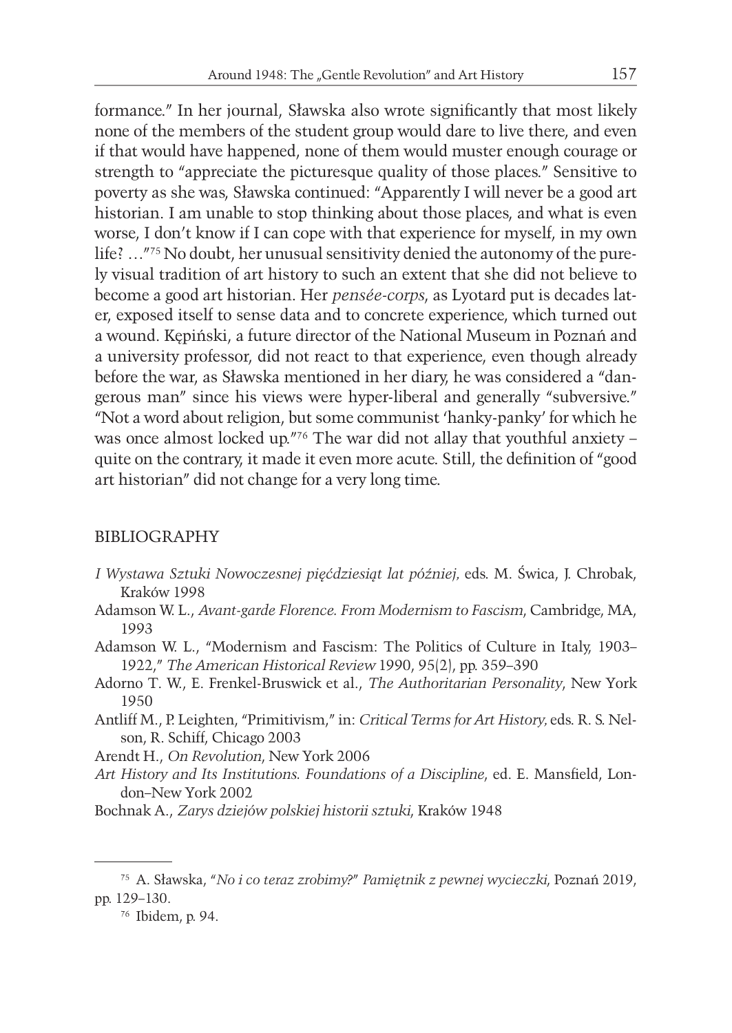formance." In her journal, Sławska also wrote significantly that most likely none of the members of the student group would dare to live there, and even if that would have happened, none of them would muster enough courage or strength to "appreciate the picturesque quality of those places." Sensitive to poverty as she was, Sławska continued: "Apparently I will never be a good art historian. I am unable to stop thinking about those places, and what is even worse, I don't know if I can cope with that experience for myself, in my own life? …"[75] No doubt, her unusual sensitivity denied the autonomy of the purely visual tradition of art history to such an extent that she did not believe to become a good art historian. Her *pensée-corps*, as Lyotard put is decades later, exposed itself to sense data and to concrete experience, which turned out a wound. Kępiński, a future director of the National Museum in Poznań and a university professor, did not react to that experience, even though already before the war, as Sławska mentioned in her diary, he was considered a "dangerous man" since his views were hyper-liberal and generally "subversive." "Not a word about religion, but some communist 'hanky-panky' for which he was once almost locked up."[76] The war did not allay that youthful anxiety – quite on the contrary, it made it even more acute. Still, the definition of "good art historian" did not change for a very long time.

## BIBLIOGRAPHY

*I Wystawa Sztuki Nowoczesnej pięćdziesiąt lat później*, eds. M. Świca, J. Chrobak, Kraków 1998

Adamson W. L., *Avant-garde Florence. From Modernism to Fascism*, Cambridge, MA, 1993

Adamson W. L., "Modernism and Fascism: The Politics of Culture in Italy, 1903–1922," *The American Historical Review* 1990, 95(2), pp. 359–390

Adorno T. W., E. Frenkel-Bruswick et al., *The Authoritarian Personality*, New York 1950

Antliff M., P. Leighten, "Primitivism," in: *Critical Terms for Art History*, eds. R. S. Nelson, R. Schiff, Chicago 2003

Arendt H., *On Revolution*, New York 2006

*Art History and Its Institutions. Foundations of a Discipline*, ed. E. Mansfield, London–New York 2002

Bochnak A., *Zarys dziejów polskiej historii sztuki*, Kraków 1948

---

[75] A. Sławska, "*No i co teraz zrobimy?*" *Pamiętnik z pewnej wycieczki*, Poznań 2019, pp. 129–130.

[76] Ibidem, p. 94.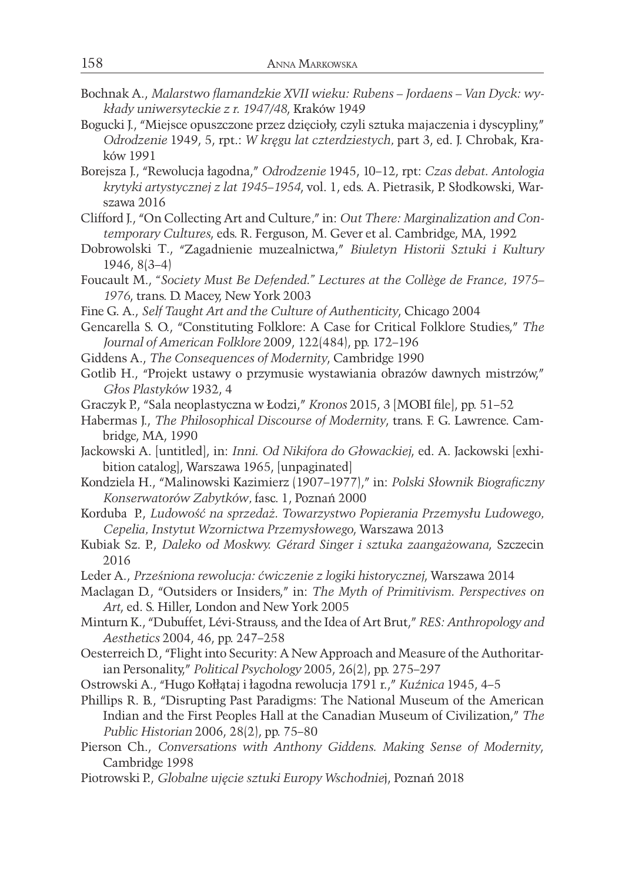Bochnak A., *Malarstwo flamandzkie XVII wieku: Rubens – Jordaens – Van Dyck: wykłady uniwersyteckie z r. 1947/48*, Kraków 1949

Bogucki J., "Miejsce opuszczone przez dzięcioły, czyli sztuka majaczenia i dyscypliny," *Odrodzenie* 1949, 5, rpt.: *W kręgu lat czterdziestych,* part 3, ed. J. Chrobak, Kraków 1991

Borejsza J., "Rewolucja łagodna," *Odrodzenie* 1945, 10–12, rpt: *Czas debat. Antologia krytyki artystycznej z lat 1945–1954*, vol. 1, eds. A. Pietrasik, P. Słodkowski, Warszawa 2016

Clifford J., "On Collecting Art and Culture," in: *Out There: Marginalization and Contemporary Cultures*, eds. R. Ferguson, M. Gever et al. Cambridge, MA, 1992

Dobrowolski T., "Zagadnienie muzealnictwa," *Biuletyn Historii Sztuki i Kultury* 1946, 8(3–4)

Foucault M., *"Society Must Be Defended." Lectures at the Collège de France, 1975–1976*, trans. D. Macey, New York 2003

Fine G. A., *Self Taught Art and the Culture of Authenticity*, Chicago 2004

Gencarella S. O., "Constituting Folklore: A Case for Critical Folklore Studies," *The Journal of American Folklore* 2009, 122(484), pp. 172–196

Giddens A., *The Consequences of Modernity*, Cambridge 1990

Gotlib H., "Projekt ustawy o przymusie wystawiania obrazów dawnych mistrzów," *Głos Plastyków* 1932, 4

Graczyk P., "Sala neoplastyczna w Łodzi," *Kronos* 2015, 3 [MOBI file], pp. 51–52

Habermas J., *The Philosophical Discourse of Modernity*, trans. F. G. Lawrence. Cambridge, MA, 1990

Jackowski A. [untitled], in: *Inni. Od Nikifora do Głowackiej*, ed. A. Jackowski [exhibition catalog], Warszawa 1965, [unpaginated]

Kondziela H., "Malinowski Kazimierz (1907–1977)," in: *Polski Słownik Biograficzny Konserwatorów Zabytków,* fasc. 1, Poznań 2000

Korduba P., *Ludowość na sprzedaż. Towarzystwo Popierania Przemysłu Ludowego, Cepelia, Instytut Wzornictwa Przemysłowego*, Warszawa 2013

Kubiak Sz. P., *Daleko od Moskwy. Gérard Singer i sztuka zaangażowana*, Szczecin 2016

Leder A., *Prześniona rewolucja: ćwiczenie z logiki historycznej*, Warszawa 2014

Maclagan D., "Outsiders or Insiders," in: *The Myth of Primitivism. Perspectives on Art*, ed. S. Hiller, London and New York 2005

Minturn K., "Dubuffet, Lévi-Strauss, and the Idea of Art Brut," *RES: Anthropology and Aesthetics* 2004, 46, pp. 247–258

Oesterreich D., "Flight into Security: A New Approach and Measure of the Authoritarian Personality," *Political Psychology* 2005, 26(2), pp. 275–297

Ostrowski A., "Hugo Kołłątaj i łagodna rewolucja 1791 r.," *Kuźnica* 1945, 4–5

Phillips R. B., "Disrupting Past Paradigms: The National Museum of the American Indian and the First Peoples Hall at the Canadian Museum of Civilization," *The Public Historian* 2006, 28(2), pp. 75–80

Pierson Ch., *Conversations with Anthony Giddens. Making Sense of Modernity*, Cambridge 1998

Piotrowski P., *Globalne ujęcie sztuki Europy Wschodniej*, Poznań 2018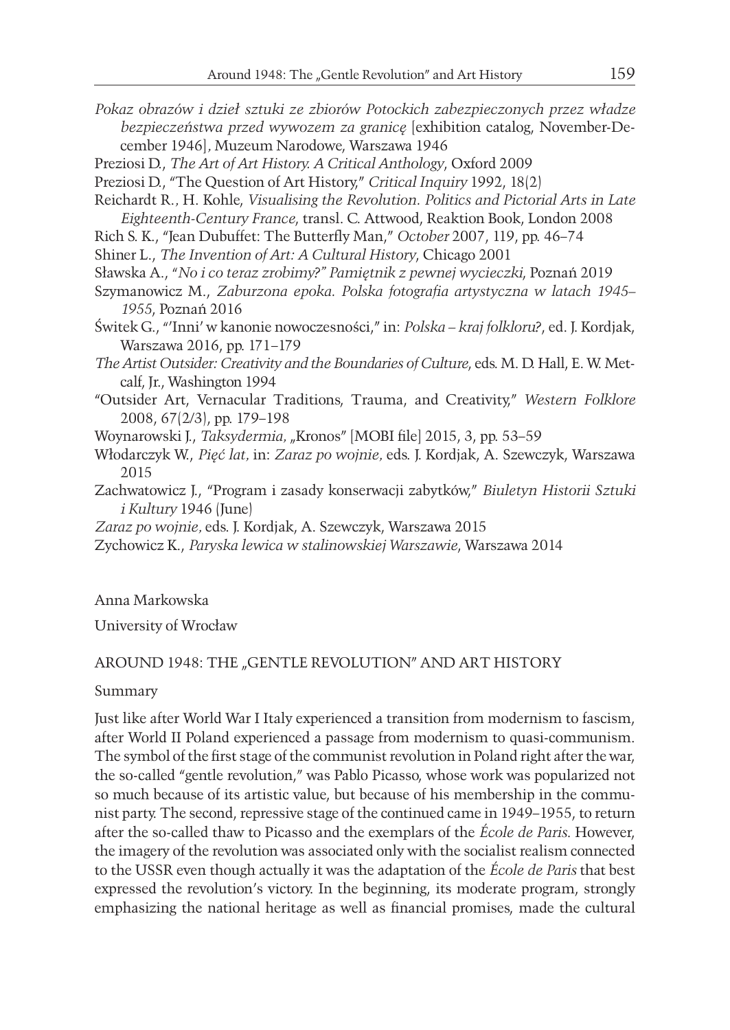*Pokaz obrazów i dzieł sztuki ze zbiorów Potockich zabezpieczonych przez władze bezpieczeństwa przed wywozem za granicę* [exhibition catalog, November-December 1946], Muzeum Narodowe, Warszawa 1946

Preziosi D., *The Art of Art History. A Critical Anthology*, Oxford 2009

Preziosi D., "The Question of Art History," *Critical Inquiry* 1992, 18(2)

Reichardt R., H. Kohle, *Visualising the Revolution. Politics and Pictorial Arts in Late Eighteenth-Century France*, transl. C. Attwood, Reaktion Book, London 2008

Rich S. K., "Jean Dubuffet: The Butterfly Man," *October* 2007, 119, pp. 46–74

Shiner L., *The Invention of Art: A Cultural History*, Chicago 2001

Sławska A., "*No i co teraz zrobimy?" Pamiętnik z pewnej wycieczki*, Poznań 2019

Szymanowicz M., *Zaburzona epoka. Polska fotografia artystyczna w latach 1945–1955*, Poznań 2016

Świtek G., "'Inni' w kanonie nowoczesności," in: *Polska – kraj folkloru?*, ed. J. Kordjak, Warszawa 2016, pp. 171–179

*The Artist Outsider: Creativity and the Boundaries of Culture*, eds. M. D. Hall, E. W. Metcalf, Jr., Washington 1994

"Outsider Art, Vernacular Traditions, Trauma, and Creativity," *Western Folklore* 2008, 67(2/3), pp. 179–198

Woynarowski J., *Taksydermia*, „Kronos" [MOBI file] 2015, 3, pp. 53–59

Włodarczyk W., *Pięć lat*, in: *Zaraz po wojnie*, eds. J. Kordjak, A. Szewczyk, Warszawa 2015

Zachwatowicz J., "Program i zasady konserwacji zabytków," *Biuletyn Historii Sztuki i Kultury* 1946 (June)

*Zaraz po wojnie*, eds. J. Kordjak, A. Szewczyk, Warszawa 2015

Zychowicz K., *Paryska lewica w stalinowskiej Warszawie*, Warszawa 2014

Anna Markowska

University of Wrocław

## AROUND 1948: THE „GENTLE REVOLUTION" AND ART HISTORY

### Summary

Just like after World War I Italy experienced a transition from modernism to fascism, after World War II Poland experienced a passage from modernism to quasi-communism. The symbol of the first stage of the communist revolution in Poland right after the war, the so-called "gentle revolution," was Pablo Picasso, whose work was popularized not so much because of its artistic value, but because of his membership in the communist party. The second, repressive stage of the continued came in 1949–1955, to return after the so-called thaw to Picasso and the exemplars of the *École de Paris*. However, the imagery of the revolution was associated only with the socialist realism connected to the USSR even though actually it was the adaptation of the *École de Paris* that best expressed the revolution's victory. In the beginning, its moderate program, strongly emphasizing the national heritage as well as financial promises, made the cultural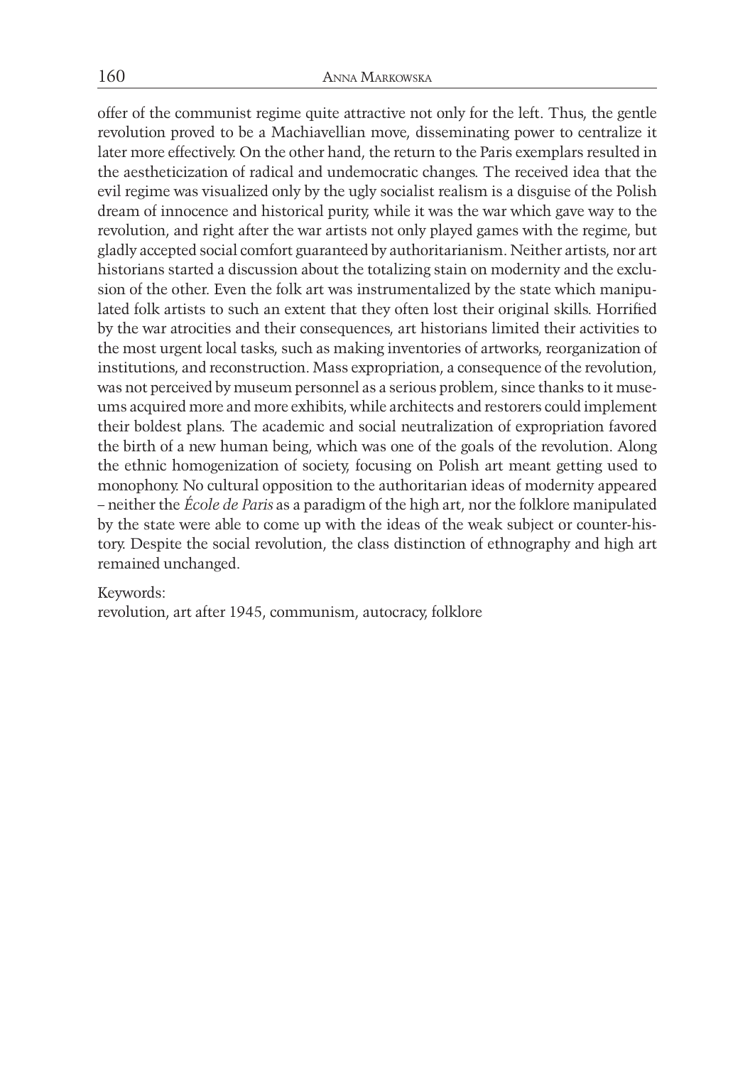offer of the communist regime quite attractive not only for the left. Thus, the gentle revolution proved to be a Machiavellian move, disseminating power to centralize it later more effectively. On the other hand, the return to the Paris exemplars resulted in the aestheticization of radical and undemocratic changes. The received idea that the evil regime was visualized only by the ugly socialist realism is a disguise of the Polish dream of innocence and historical purity, while it was the war which gave way to the revolution, and right after the war artists not only played games with the regime, but gladly accepted social comfort guaranteed by authoritarianism. Neither artists, nor art historians started a discussion about the totalizing stain on modernity and the exclusion of the other. Even the folk art was instrumentalized by the state which manipulated folk artists to such an extent that they often lost their original skills. Horrified by the war atrocities and their consequences, art historians limited their activities to the most urgent local tasks, such as making inventories of artworks, reorganization of institutions, and reconstruction. Mass expropriation, a consequence of the revolution, was not perceived by museum personnel as a serious problem, since thanks to it museums acquired more and more exhibits, while architects and restorers could implement their boldest plans. The academic and social neutralization of expropriation favored the birth of a new human being, which was one of the goals of the revolution. Along the ethnic homogenization of society, focusing on Polish art meant getting used to monophony. No cultural opposition to the authoritarian ideas of modernity appeared – neither the *École de Paris* as a paradigm of the high art, nor the folklore manipulated by the state were able to come up with the ideas of the weak subject or counter-history. Despite the social revolution, the class distinction of ethnography and high art remained unchanged.

Keywords:
revolution, art after 1945, communism, autocracy, folklore